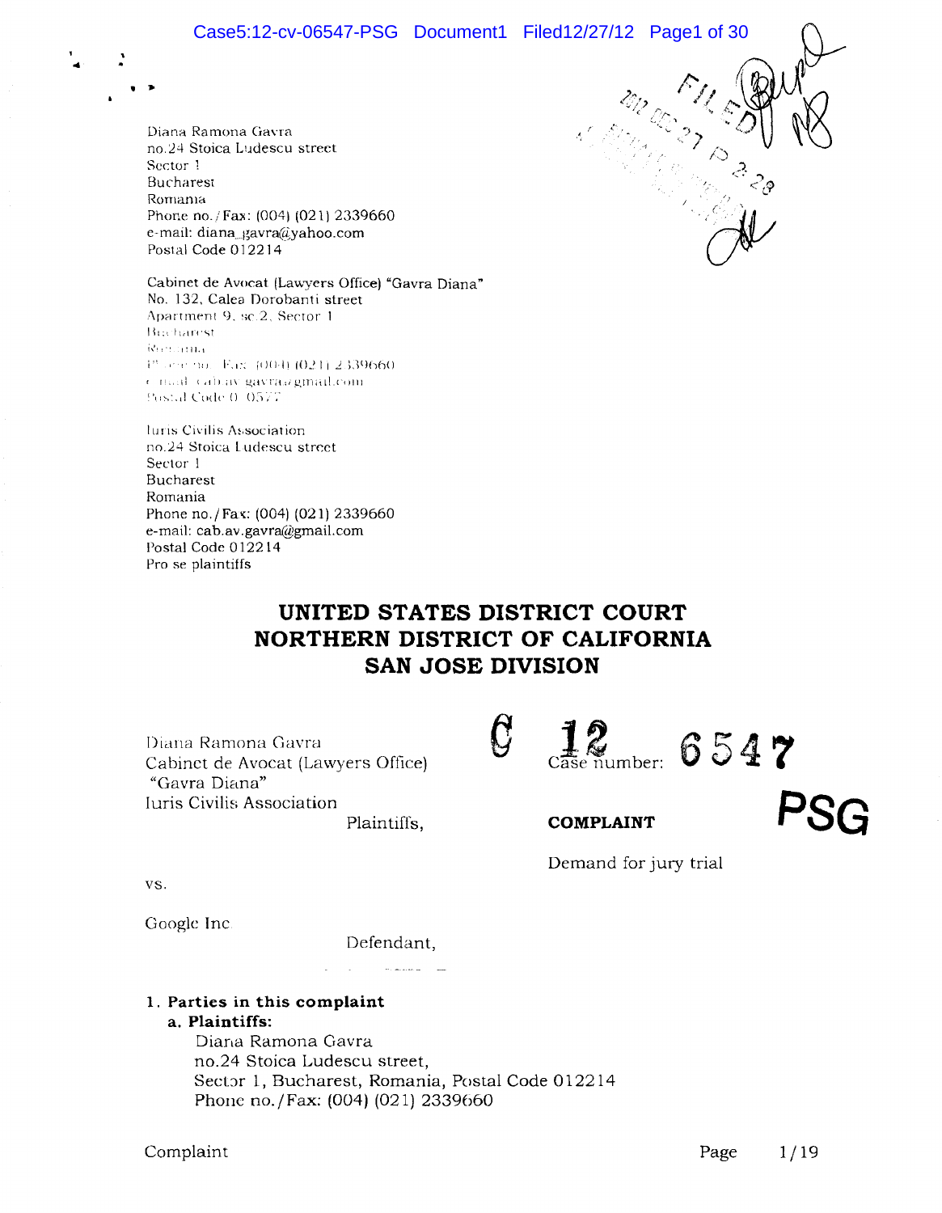Diana Ramona Gavra
no.24 Stoica Ludescu street
Sector 1
Bucharest
Romania
Phone no./Fax: (004) (021) 2339660
e-mail: diana_gavra@yahoo.com
Postal Code 012214

Cabinet de Avocat (Lawyers Office) "Gavra Diana"
No. 132, Calea Dorobanti street
Apartment 9, sc.2, Sector 1
Bucharest
Romania
Phone no./Fax: (004) (021) 2339660
e-mail: cab.av.gavra@gmail.com
Postal Code 010577

Iuris Civilis Association
no.24 Stoica Ludescu street
Sector 1
Bucharest
Romania
Phone no./Fax: (004) (021) 2339660
e-mail: cab.av.gavra@gmail.com
Postal Code 012214
Pro se plaintiffs

# UNITED STATES DISTRICT COURT
# NORTHERN DISTRICT OF CALIFORNIA
# SAN JOSE DIVISION

Diana Ramona Gavra
Cabinet de Avocat (Lawyers Office) "Gavra Diana"
Iuris Civilis Association

Plaintiffs,

Case number: C 12 6547 PSG

**COMPLAINT**

Demand for jury trial

vs.

Google Inc

Defendant,

**1. Parties in this complaint**

**a. Plaintiffs:**

Diana Ramona Gavra
no.24 Stoica Ludescu street,
Sector 1, Bucharest, Romania, Postal Code 012214
Phone no./Fax: (004) (021) 2339660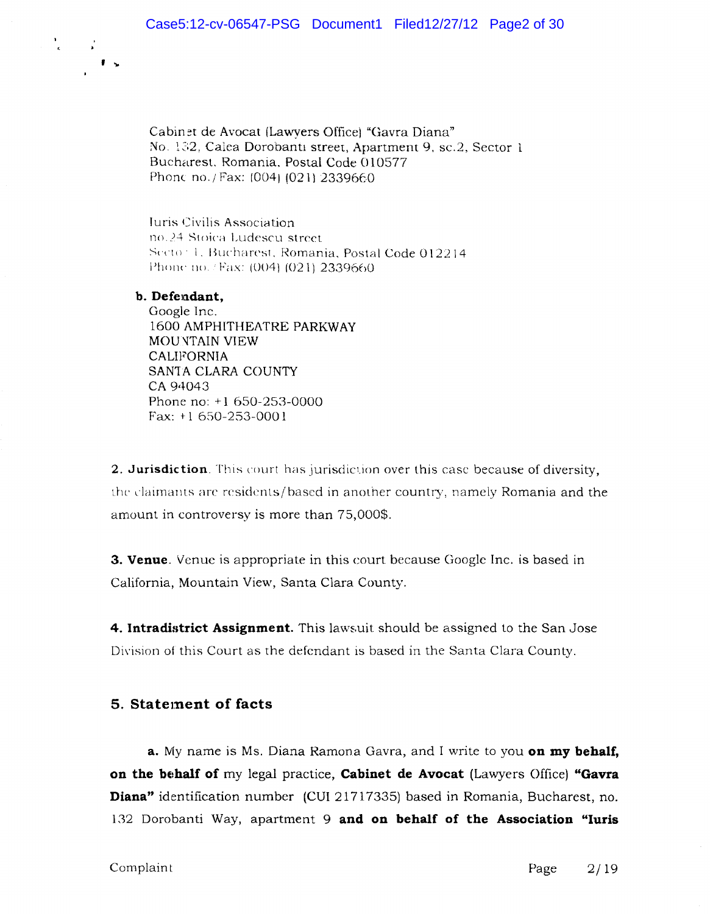Cabinet de Avocat (Lawyers Office) "Gavra Diana"
No. 132, Calea Dorobanti street, Apartment 9, sc.2, Sector 1
Bucharest, Romania, Postal Code 010577
Phone no./Fax: (004) (021) 2339660

Iuris Civilis Association
no.24 Stoica Ludescu street
Sector 1, Bucharest, Romania, Postal Code 012214
Phone no. /Fax: (004) (021) 2339660

**b. Defendant,**

Google Inc.
1600 AMPHITHEATRE PARKWAY
MOUNTAIN VIEW
CALIFORNIA
SANTA CLARA COUNTY
CA 94043
Phone no: +1 650-253-0000
Fax: +1 650-253-0001

**2. Jurisdiction**. This court has jurisdiction over this case because of diversity, the claimants are residents/based in another country, namely Romania and the amount in controversy is more than 75,000$.

**3. Venue**. Venue is appropriate in this court because Google Inc. is based in California, Mountain View, Santa Clara County.

**4. Intradistrict Assignment.** This lawsuit should be assigned to the San Jose Division of this Court as the defendant is based in the Santa Clara County.

## 5. Statement of facts

**a.** My name is Ms. Diana Ramona Gavra, and I write to you **on my behalf, on the behalf of** my legal practice, **Cabinet de Avocat** (Lawyers Office) **"Gavra Diana"** identification number (CUI 21717335) based in Romania, Bucharest, no. 132 Dorobanti Way, apartment 9 **and on behalf of the Association "Iuris**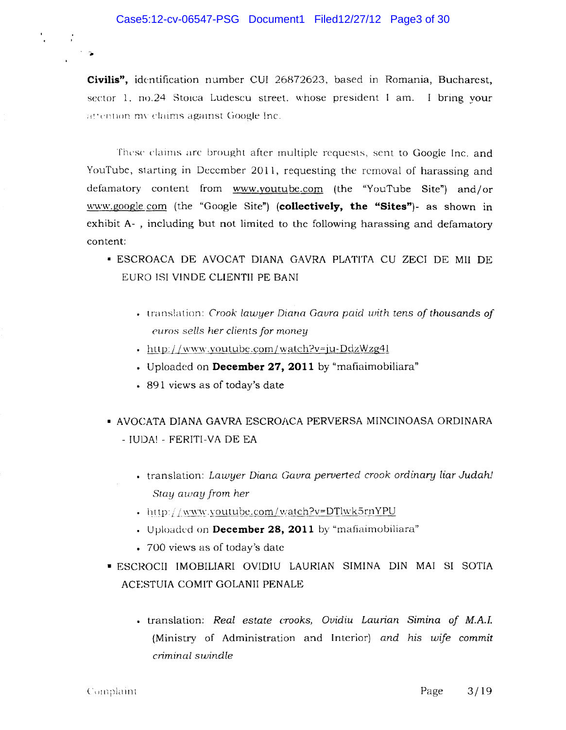**Civilis"**, identification number CUI 26872623, based in Romania, Bucharest, sector 1, no.24 Stoica Ludescu street, whose president I am. I bring your attention my claims against Google Inc.

These claims are brought after multiple requests, sent to Google Inc. and YouTube, starting in December 2011, requesting the removal of harassing and defamatory content from www.youtube.com (the "YouTube Site") and/or www.google.com (the "Google Site") (**collectively, the "Sites"**)- as shown in exhibit A- , including but not limited to the following harassing and defamatory content:

- ESCROACA DE AVOCAT DIANA GAVRA PLATITA CU ZECI DE MII DE EURO ISI VINDE CLIENTII PE BANI
  - translation: *Crook lawyer Diana Gavra paid with tens of thousands of euros sells her clients for money*
  - http://www.youtube.com/watch?v=ju-DdzWzg4I
  - Uploaded on **December 27, 2011** by "mafiaimobiliara"
  - 891 views as of today's date

- AVOCATA DIANA GAVRA ESCROACA PERVERSA MINCINOASA ORDINARA - IUDA! - FERITI-VA DE EA
  - translation: *Lawyer Diana Gavra perverted crook ordinary liar Judah! Stay away from her*
  - http://www.youtube.com/watch?v=DTlwk5rnYPU
  - Uploaded on **December 28, 2011** by "mafiaimobiliara"
  - 700 views as of today's date

- ESCROCII IMOBILIARI OVIDIU LAURIAN SIMINA DIN MAI SI SOTIA ACESTUIA COMIT GOLANII PENALE
  - translation: *Real estate crooks, Ovidiu Laurian Simina of M.A.I.* (Ministry of Administration and Interior) *and his wife commit criminal swindle*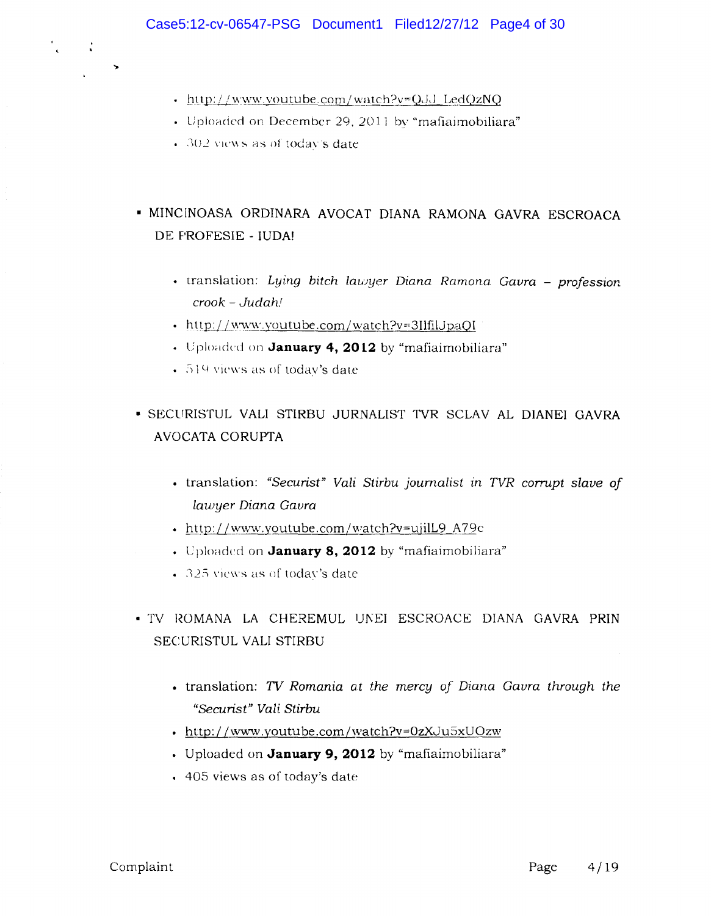- http://www.youtube.com/watch?v=QJJ_LedQzNQ
- Uploaded on December 29, 2011 by "mafiaimobiliara"
- 302 views as of today's date

- MINCINOASA ORDINARA AVOCAT DIANA RAMONA GAVRA ESCROACA DE PROFESIE - IUDA!
  - translation: *Lying bitch lawyer Diana Ramona Gavra – profession crook – Judah!*
  - http://www.youtube.com/watch?v=3IlfiLJpaQI
  - Uploaded on **January 4, 2012** by "mafiaimobiliara"
  - 519 views as of today's date

- SECURISTUL VALI STIRBU JURNALIST TVR SCLAV AL DIANEI GAVRA AVOCATA CORUPTA
  - translation: *"Securist" Vali Stirbu journalist in TVR corrupt slave of lawyer Diana Gavra*
  - http://www.youtube.com/watch?v=ujilL9_A79c
  - Uploaded on **January 8, 2012** by "mafiaimobiliara"
  - 325 views as of today's date

- TV ROMANA LA CHEREMUL UNEI ESCROACE DIANA GAVRA PRIN SECURISTUL VALI STIRBU
  - translation: *TV Romania at the mercy of Diana Gavra through the "Securist" Vali Stirbu*
  - http://www.youtube.com/watch?v=0zXJu5xUOzw
  - Uploaded on **January 9, 2012** by "mafiaimobiliara"
  - 405 views as of today's date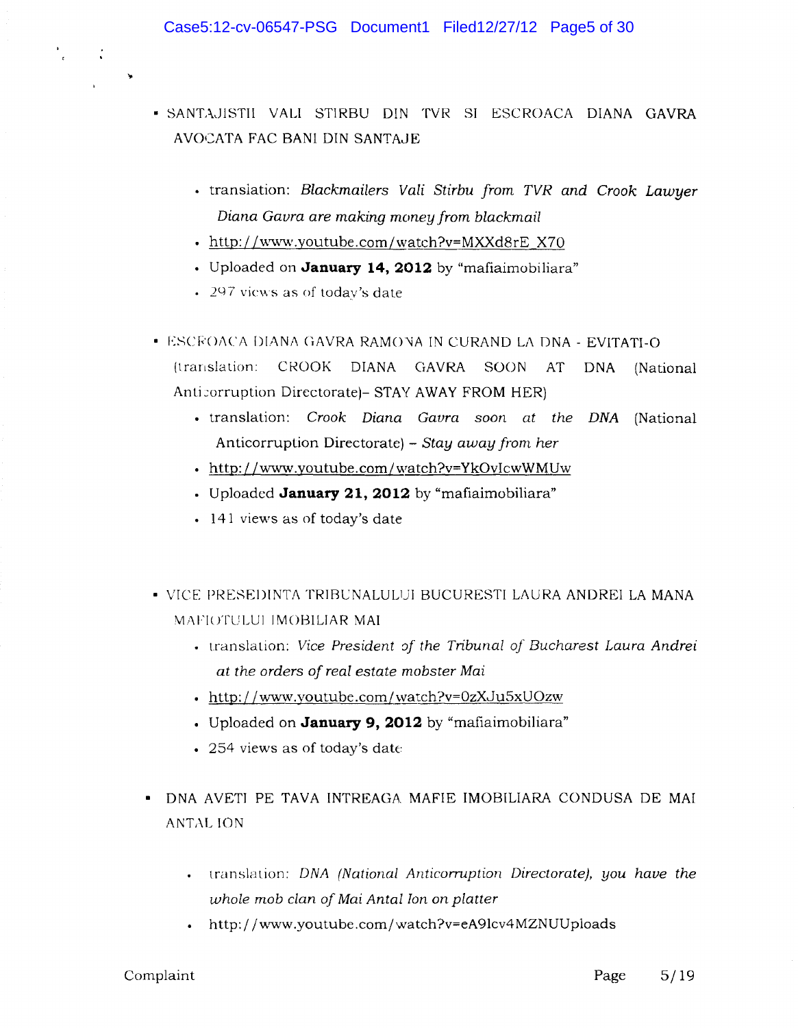- SANTAJISTII VALI STIRBU DIN TVR SI ESCROACA DIANA GAVRA AVOCATA FAC BANI DIN SANTAJE
  - translation: *Blackmailers Vali Stirbu from TVR and Crook Lawyer Diana Gavra are making money from blackmail*
  - http://www.youtube.com/watch?v=MXXd8rE_X70
  - Uploaded on **January 14, 2012** by "mafiaimobiliara"
  - 297 views as of today's date

- ESCROACA DIANA GAVRA RAMONA IN CURAND LA DNA - EVITATI-O (translation: CROOK DIANA GAVRA SOON AT DNA (National Anticorruption Directorate)- STAY AWAY FROM HER)
  - translation: *Crook Diana Gavra soon at the DNA* (National Anticorruption Directorate) – *Stay away from her*
  - http://www.youtube.com/watch?v=YkOvIcwWMUw
  - Uploaded **January 21, 2012** by "mafiaimobiliara"
  - 141 views as of today's date

- VICE PRESEDINTA TRIBUNALULUI BUCURESTI LAURA ANDREI LA MANA MAFIOTULUI IMOBILIAR MAI
  - translation: *Vice President of the Tribunal of Bucharest Laura Andrei at the orders of real estate mobster Mai*
  - http://www.youtube.com/watch?v=0zXJu5xUOzw
  - Uploaded on **January 9, 2012** by "mafiaimobiliara"
  - 254 views as of today's date

- DNA AVETI PE TAVA INTREAGA MAFIE IMOBILIARA CONDUSA DE MAI ANTAL ION
  - translation: *DNA (National Anticorruption Directorate), you have the whole mob clan of Mai Antal Ion on platter*
  - http://www.youtube.com/watch?v=eA9lcv4MZNUUploads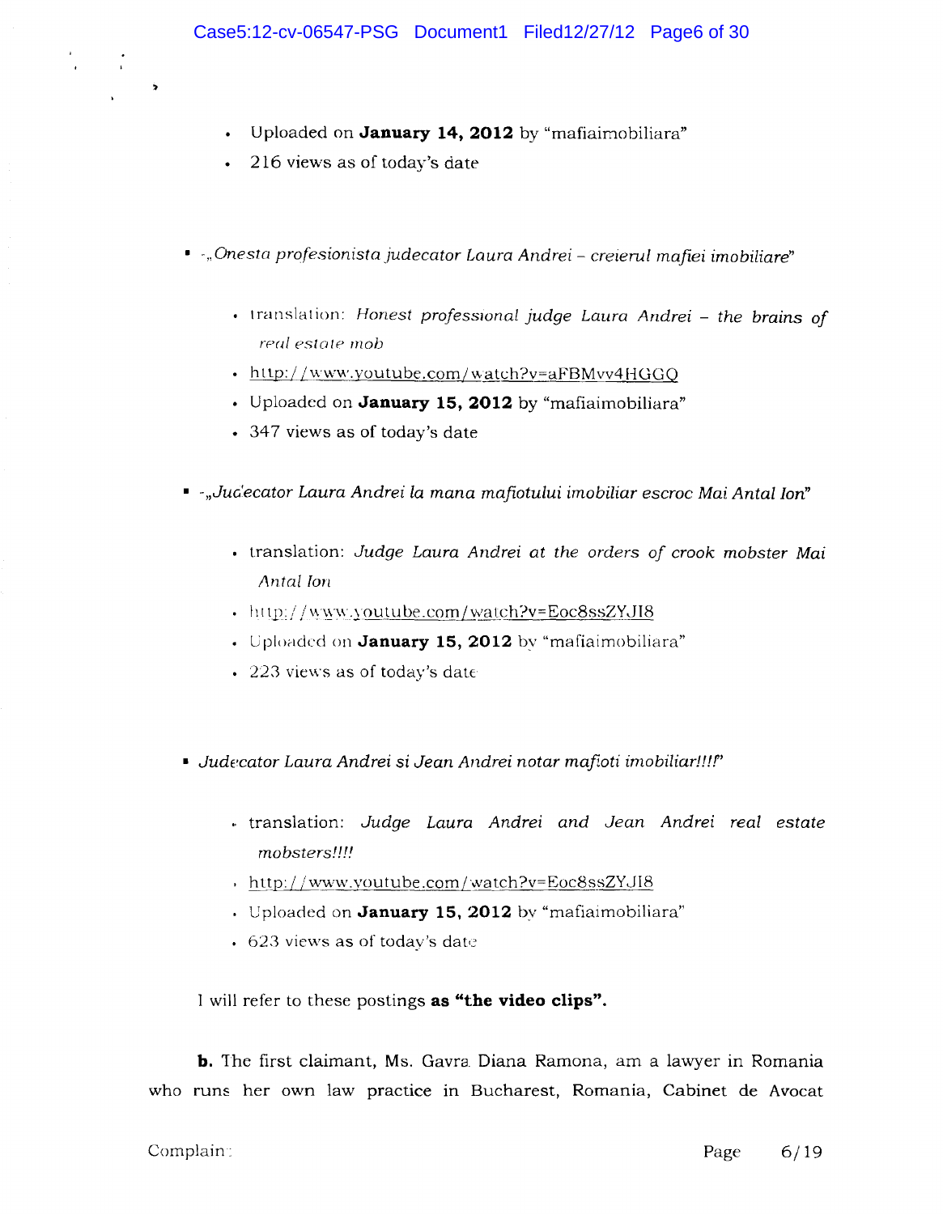- Uploaded on **January 14, 2012** by "mafiaimobiliara"
- 216 views as of today's date

- -*„Onesta profesionista judecator Laura Andrei – creierul mafiei imobiliare*"
  - translation: *Honest professional judge Laura Andrei – the brains of real estate mob*
  - http://www.youtube.com/watch?v=aFBMvv4HGGQ
  - Uploaded on **January 15, 2012** by "mafiaimobiliara"
  - 347 views as of today's date

- -*„Judecator Laura Andrei la mana mafiotului imobiliar escroc Mai Antal Ion*"
  - translation: *Judge Laura Andrei at the orders of crook mobster Mai Antal Ion*
  - http://www.youtube.com/watch?v=Eoc8ssZYJI8
  - Uploaded on **January 15, 2012** by "mafiaimobiliara"
  - 223 views as of today's date

- *Judecator Laura Andrei si Jean Andrei notar mafioti imobiliar!!!!*"
  - translation: *Judge Laura Andrei and Jean Andrei real estate mobsters!!!!*
  - http://www.youtube.com/watch?v=Eoc8ssZYJI8
  - Uploaded on **January 15, 2012** by "mafiaimobiliara"
  - 623 views as of today's date

I will refer to these postings **as "the video clips".**

**b.** The first claimant, Ms. Gavra Diana Ramona, am a lawyer in Romania who runs her own law practice in Bucharest, Romania, Cabinet de Avocat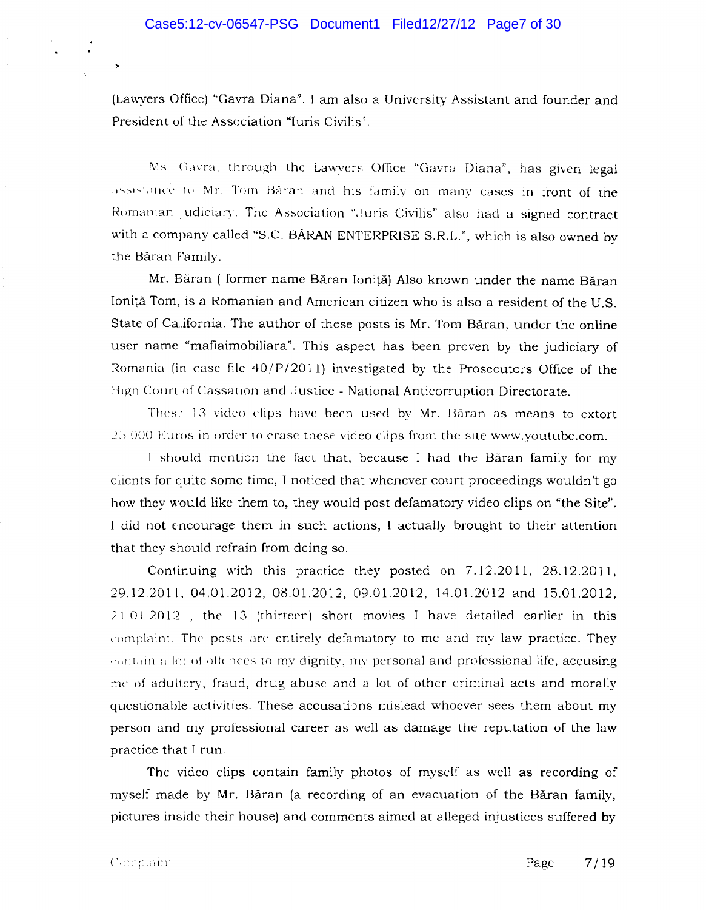(Lawyers Office) "Gavra Diana". I am also a University Assistant and founder and President of the Association "Iuris Civilis".

Ms. Gavra, through the Lawyers Office "Gavra Diana", has given legal assistance to Mr. Tom Băran and his family on many cases in front of the Romanian Judiciary. The Association "Juris Civilis" also had a signed contract with a company called "S.C. BĂRAN ENTERPRISE S.R.L.", which is also owned by the Băran Family.

Mr. Băran ( former name Băran Ioniță) Also known under the name Băran Ioniță Tom, is a Romanian and American citizen who is also a resident of the U.S. State of California. The author of these posts is Mr. Tom Băran, under the online user name "mafiaimobiliara". This aspect has been proven by the judiciary of Romania (in case file 40/P/2011) investigated by the Prosecutors Office of the High Court of Cassation and Justice - National Anticorruption Directorate.

These 13 video clips have been used by Mr. Băran as means to extort 25.000 Euros in order to erase these video clips from the site www.youtube.com.

I should mention the fact that, because I had the Băran family for my clients for quite some time, I noticed that whenever court proceedings wouldn't go how they would like them to, they would post defamatory video clips on "the Site". I did not encourage them in such actions, I actually brought to their attention that they should refrain from doing so.

Continuing with this practice they posted on 7.12.2011, 28.12.2011, 29.12.2011, 04.01.2012, 08.01.2012, 09.01.2012, 14.01.2012 and 15.01.2012, 21.01.2012 , the 13 (thirteen) short movies I have detailed earlier in this complaint. The posts are entirely defamatory to me and my law practice. They contain a lot of offences to my dignity, my personal and professional life, accusing me of adultery, fraud, drug abuse and a lot of other criminal acts and morally questionable activities. These accusations mislead whoever sees them about my person and my professional career as well as damage the reputation of the law practice that I run.

The video clips contain family photos of myself as well as recording of myself made by Mr. Băran (a recording of an evacuation of the Băran family, pictures inside their house) and comments aimed at alleged injustices suffered by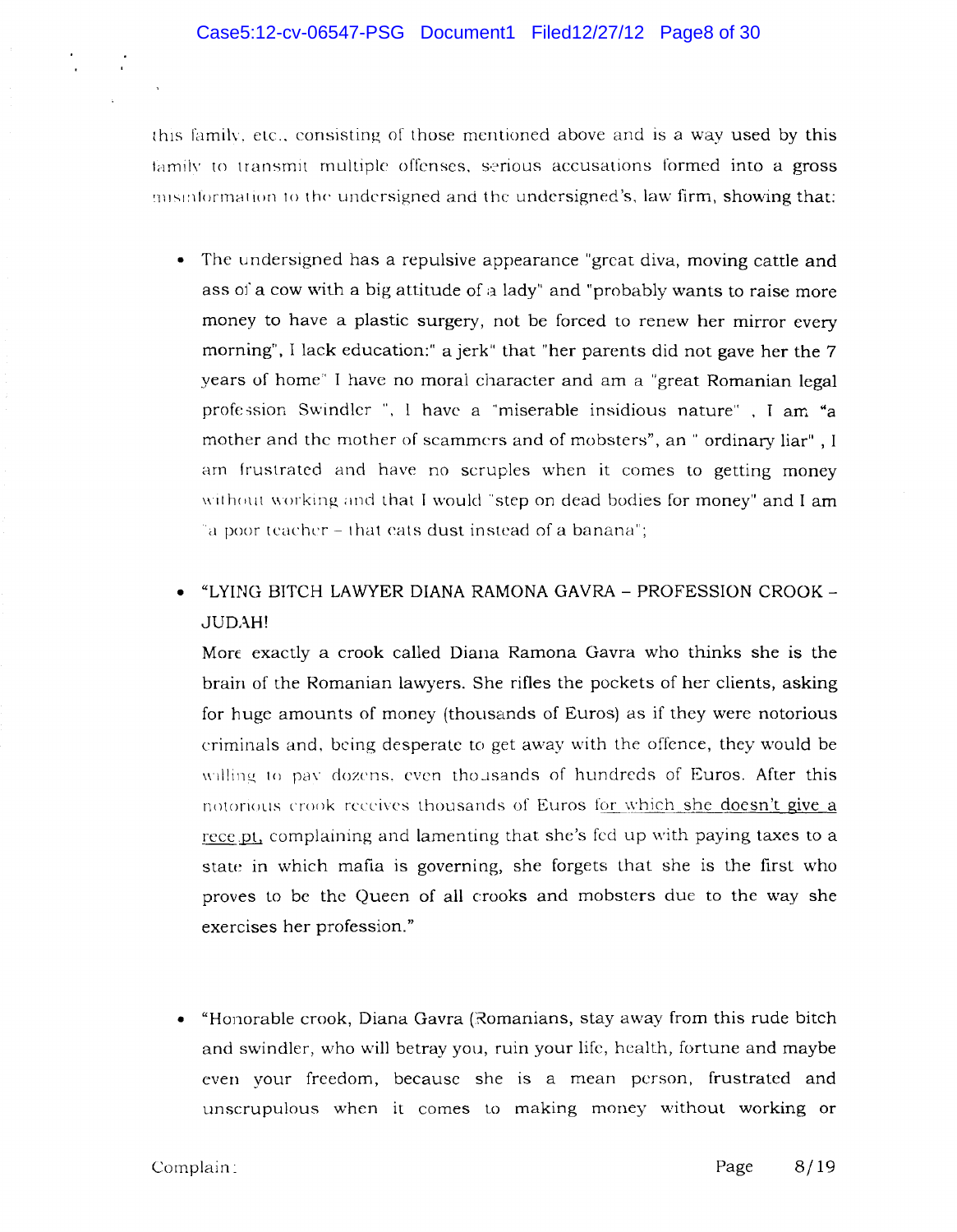this family, etc., consisting of those mentioned above and is a way used by this family to transmit multiple offenses, serious accusations formed into a gross misinformation to the undersigned and the undersigned's, law firm, showing that:

- The undersigned has a repulsive appearance "great diva, moving cattle and ass of a cow with a big attitude of a lady" and "probably wants to raise more money to have a plastic surgery, not be forced to renew her mirror every morning", I lack education:" a jerk" that "her parents did not gave her the 7 years of home" I have no moral character and am a "great Romanian legal profession Swindler ", I have a "miserable insidious nature" , I am "a mother and the mother of scammers and of mobsters", an " ordinary liar" , I am frustrated and have no scruples when it comes to getting money without working and that I would "step on dead bodies for money" and I am "a poor teacher – that eats dust instead of a banana";

- "LYING BITCH LAWYER DIANA RAMONA GAVRA – PROFESSION CROOK – JUDAH!

  More exactly a crook called Diana Ramona Gavra who thinks she is the brain of the Romanian lawyers. She rifles the pockets of her clients, asking for huge amounts of money (thousands of Euros) as if they were notorious criminals and, being desperate to get away with the offence, they would be willing to pay dozens, even thousands of hundreds of Euros. After this notorious crook receives thousands of Euros for which she doesn't give a receipt, complaining and lamenting that she's fed up with paying taxes to a state in which mafia is governing, she forgets that she is the first who proves to be the Queen of all crooks and mobsters due to the way she exercises her profession."

- "Honorable crook, Diana Gavra (Romanians, stay away from this rude bitch and swindler, who will betray you, ruin your life, health, fortune and maybe even your freedom, because she is a mean person, frustrated and unscrupulous when it comes to making money without working or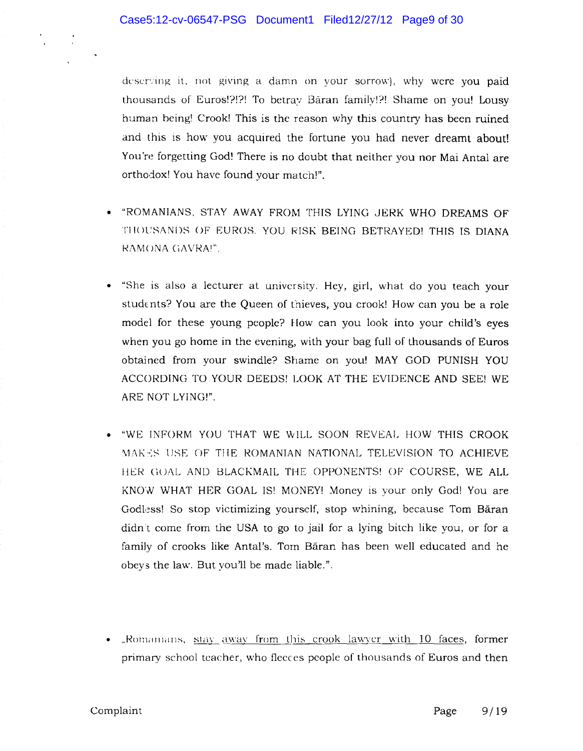deserving it, not giving a damn on your sorrow), why were you paid thousands of Euros!?!?! To betray Băran family!?! Shame on you! Lousy human being! Crook! This is the reason why this country has been ruined and this is how you acquired the fortune you had never dreamt about! You're forgetting God! There is no doubt that neither you nor Mai Antal are orthodox! You have found your match!".

- "ROMANIANS, STAY AWAY FROM THIS LYING JERK WHO DREAMS OF THOUSANDS OF EUROS. YOU RISK BEING BETRAYED! THIS IS DIANA RAMONA GAVRA!".

- "She is also a lecturer at university. Hey, girl, what do you teach your students? You are the Queen of thieves, you crook! How can you be a role model for these young people? How can you look into your child's eyes when you go home in the evening, with your bag full of thousands of Euros obtained from your swindle? Shame on you! MAY GOD PUNISH YOU ACCORDING TO YOUR DEEDS! LOOK AT THE EVIDENCE AND SEE! WE ARE NOT LYING!".

- "WE INFORM YOU THAT WE WILL SOON REVEAL HOW THIS CROOK MAKES USE OF THE ROMANIAN NATIONAL TELEVISION TO ACHIEVE HER GOAL AND BLACKMAIL THE OPPONENTS! OF COURSE, WE ALL KNOW WHAT HER GOAL IS! MONEY! Money is your only God! You are Godless! So stop victimizing yourself, stop whining, because Tom Băran didn't come from the USA to go to jail for a lying bitch like you, or for a family of crooks like Antal's. Tom Băran has been well educated and he obeys the law. But you'll be made liable.".

- „Romanians, stay away from this crook lawyer with 10 faces, former primary school teacher, who fleeces people of thousands of Euros and then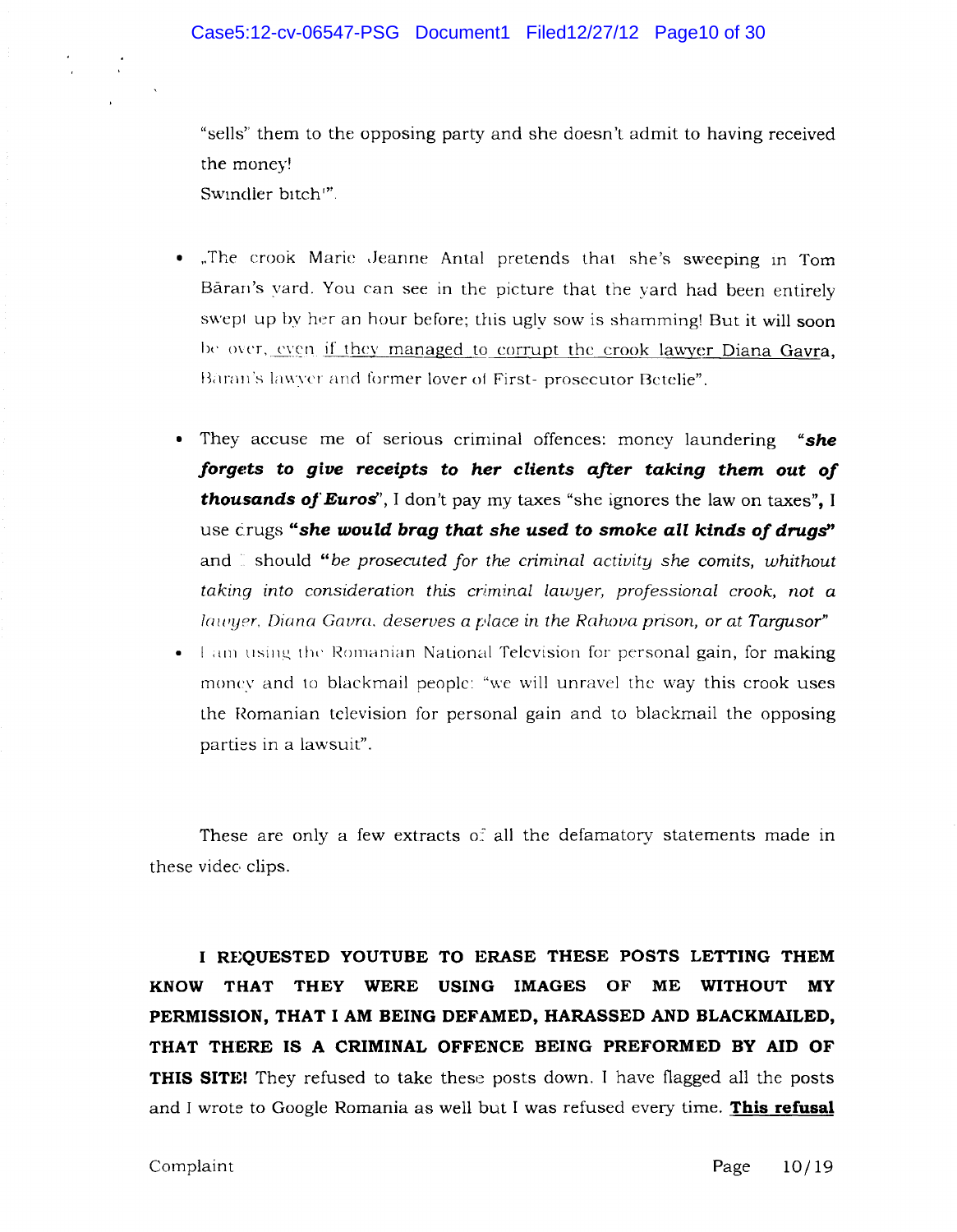"sells" them to the opposing party and she doesn't admit to having received the money!
Swindler bitch!".

- „The crook Marie Jeanne Antal pretends that she's sweeping in Tom Băran's yard. You can see in the picture that the yard had been entirely swept up by her an hour before; this ugly sow is shamming! But it will soon be over, even if they managed to corrupt the crook lawyer Diana Gavra, Baran's lawyer and former lover of First- prosecutor Betelie".

- They accuse me of serious criminal offences: money laundering ***"she forgets to give receipts to her clients after taking them out of thousands of Euros"***, I don't pay my taxes "she ignores the law on taxes", I use drugs ***"she would brag that she used to smoke all kinds of drugs"*** and I should *"be prosecuted for the criminal activity she comits, whithout taking into consideration this criminal lawyer, professional crook, not a lawyer, Diana Gavra, deserves a place in the Rahova prison, or at Targusor"*
- I am using the Romanian National Television for personal gain, for making money and to blackmail people: "we will unravel the way this crook uses the Romanian television for personal gain and to blackmail the opposing parties in a lawsuit".

These are only a few extracts of all the defamatory statements made in these video clips.

**I REQUESTED YOUTUBE TO ERASE THESE POSTS LETTING THEM KNOW THAT THEY WERE USING IMAGES OF ME WITHOUT MY PERMISSION, THAT I AM BEING DEFAMED, HARASSED AND BLACKMAILED, THAT THERE IS A CRIMINAL OFFENCE BEING PREFORMED BY AID OF THIS SITE!** They refused to take these posts down. I have flagged all the posts and I wrote to Google Romania as well but I was refused every time. **This refusal**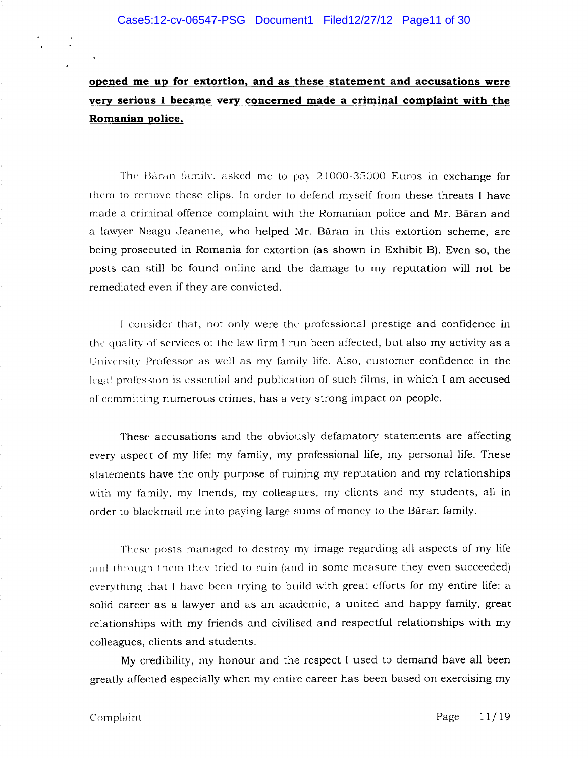**opened me up for extortion, and as these statement and accusations were very serious I became very concerned made a criminal complaint with the Romanian police.**

The Băran family, asked me to pay 21000-35000 Euros in exchange for them to remove these clips. In order to defend myself from these threats I have made a criminal offence complaint with the Romanian police and Mr. Băran and a lawyer Neagu Jeanette, who helped Mr. Băran in this extortion scheme, are being prosecuted in Romania for extortion (as shown in Exhibit B). Even so, the posts can still be found online and the damage to my reputation will not be remediated even if they are convicted.

I consider that, not only were the professional prestige and confidence in the quality of services of the law firm I run been affected, but also my activity as a University Professor as well as my family life. Also, customer confidence in the legal profession is essential and publication of such films, in which I am accused of committing numerous crimes, has a very strong impact on people.

These accusations and the obviously defamatory statements are affecting every aspect of my life: my family, my professional life, my personal life. These statements have the only purpose of ruining my reputation and my relationships with my family, my friends, my colleagues, my clients and my students, all in order to blackmail me into paying large sums of money to the Băran family.

These posts managed to destroy my image regarding all aspects of my life and through them they tried to ruin (and in some measure they even succeeded) everything that I have been trying to build with great efforts for my entire life: a solid career as a lawyer and as an academic, a united and happy family, great relationships with my friends and civilised and respectful relationships with my colleagues, clients and students.

My credibility, my honour and the respect I used to demand have all been greatly affected especially when my entire career has been based on exercising my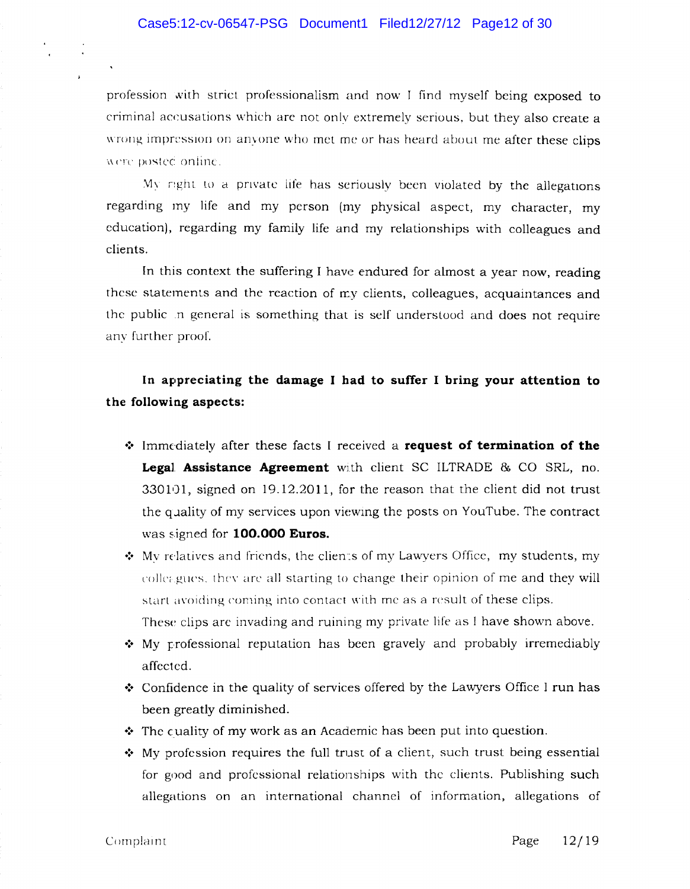profession with strict professionalism and now I find myself being exposed to criminal accusations which are not only extremely serious, but they also create a wrong impression on anyone who met me or has heard about me after these clips were posted online.

My right to a private life has seriously been violated by the allegations regarding my life and my person (my physical aspect, my character, my education), regarding my family life and my relationships with colleagues and clients.

In this context the suffering I have endured for almost a year now, reading these statements and the reaction of my clients, colleagues, acquaintances and the public in general is something that is self understood and does not require any further proof.

**In appreciating the damage I had to suffer I bring your attention to the following aspects:**

- Immediately after these facts I received a **request of termination of the Legal Assistance Agreement** with client SC ILTRADE & CO SRL, no. 330101, signed on 19.12.2011, for the reason that the client did not trust the quality of my services upon viewing the posts on YouTube. The contract was signed for **100.000 Euros.**
- My relatives and friends, the clients of my Lawyers Office, my students, my colleagues, they are all starting to change their opinion of me and they will start avoiding coming into contact with me as a result of these clips. These clips are invading and ruining my private life as I have shown above.
- My professional reputation has been gravely and probably irremediably affected.
- Confidence in the quality of services offered by the Lawyers Office I run has been greatly diminished.
- The quality of my work as an Academic has been put into question.
- My profession requires the full trust of a client, such trust being essential for good and professional relationships with the clients. Publishing such allegations on an international channel of information, allegations of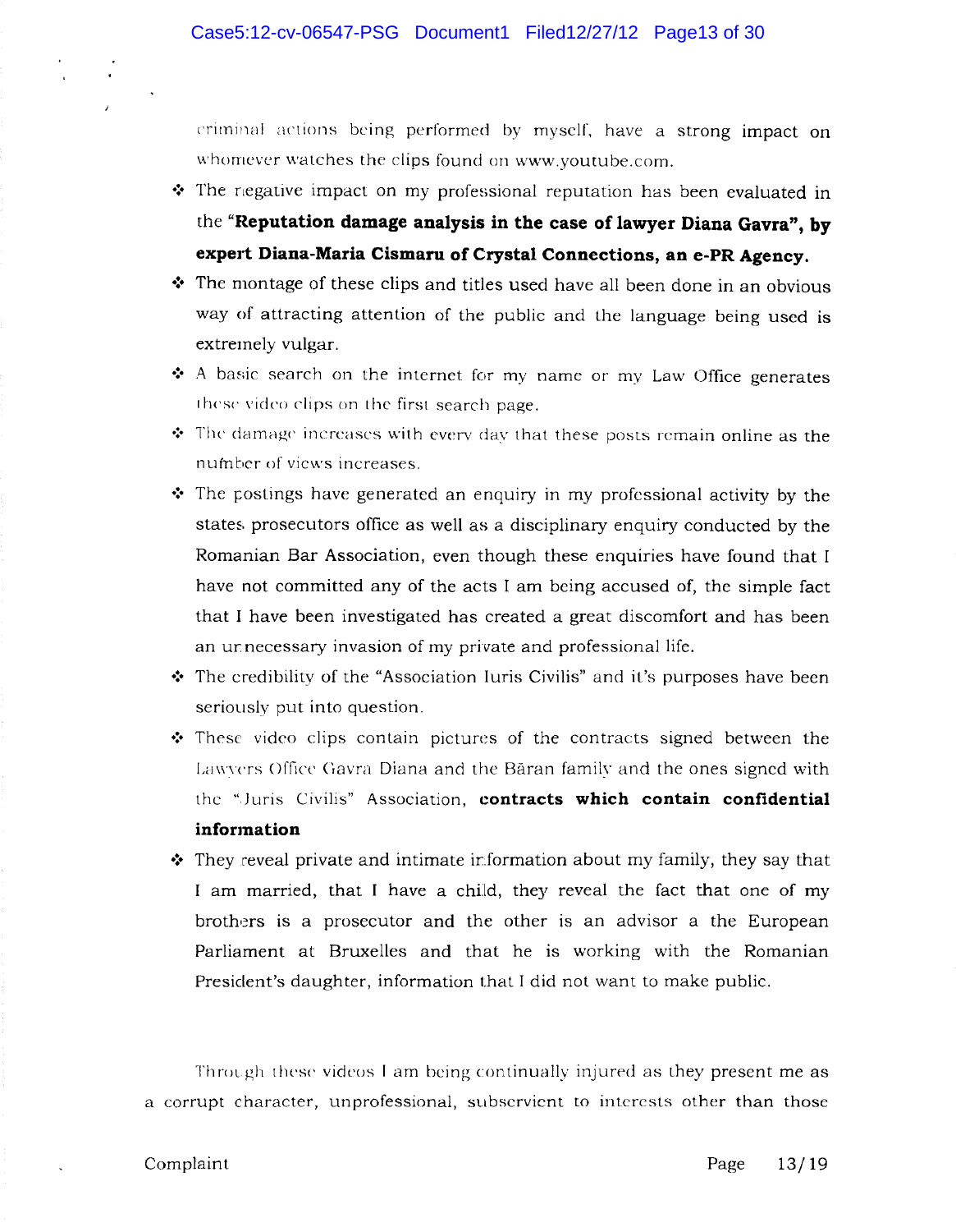criminal actions being performed by myself, have a strong impact on whomever watches the clips found on www.youtube.com.

- The negative impact on my professional reputation has been evaluated in the **"Reputation damage analysis in the case of lawyer Diana Gavra", by expert Diana-Maria Cismaru of Crystal Connections, an e-PR Agency.**
- The montage of these clips and titles used have all been done in an obvious way of attracting attention of the public and the language being used is extremely vulgar.
- A basic search on the internet for my name or my Law Office generates these video clips on the first search page.
- The damage increases with every day that these posts remain online as the number of views increases.
- The postings have generated an enquiry in my professional activity by the states prosecutors office as well as a disciplinary enquiry conducted by the Romanian Bar Association, even though these enquiries have found that I have not committed any of the acts I am being accused of, the simple fact that I have been investigated has created a great discomfort and has been an unnecessary invasion of my private and professional life.
- The credibility of the "Association Iuris Civilis" and it's purposes have been seriously put into question.
- These video clips contain pictures of the contracts signed between the Lawyers Office Gavra Diana and the Băran family and the ones signed with the "Juris Civilis" Association, **contracts which contain confidential information**
- They reveal private and intimate information about my family, they say that I am married, that I have a child, they reveal the fact that one of my brothers is a prosecutor and the other is an advisor a the European Parliament at Bruxelles and that he is working with the Romanian President's daughter, information that I did not want to make public.

Through these videos I am being continually injured as they present me as a corrupt character, unprofessional, subservient to interests other than those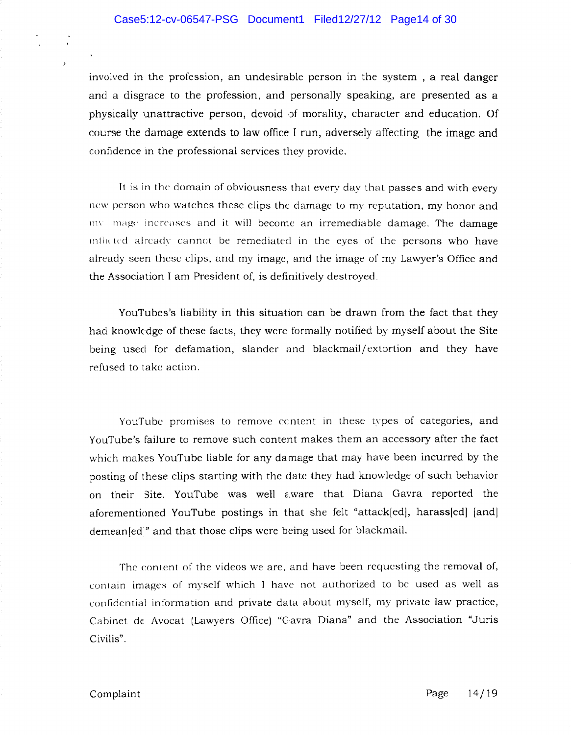involved in the profession, an undesirable person in the system , a real danger and a disgrace to the profession, and personally speaking, are presented as a physically unattractive person, devoid of morality, character and education. Of course the damage extends to law office I run, adversely affecting the image and confidence in the professional services they provide.

It is in the domain of obviousness that every day that passes and with every new person who watches these clips the damage to my reputation, my honor and my image increases and it will become an irremediable damage. The damage inflicted already cannot be remediated in the eyes of the persons who have already seen these clips, and my image, and the image of my Lawyer's Office and the Association I am President of, is definitively destroyed.

YouTubes's liability in this situation can be drawn from the fact that they had knowledge of these facts, they were formally notified by myself about the Site being used for defamation, slander and blackmail/extortion and they have refused to take action.

YouTube promises to remove content in these types of categories, and YouTube's failure to remove such content makes them an accessory after the fact which makes YouTube liable for any damage that may have been incurred by the posting of these clips starting with the date they had knowledge of such behavior on their Site. YouTube was well aware that Diana Gavra reported the aforementioned YouTube postings in that she felt "attack[ed], harass[ed] [and] demean[ed]" and that those clips were being used for blackmail.

The content of the videos we are, and have been requesting the removal of, contain images of myself which I have not authorized to be used as well as confidential information and private data about myself, my private law practice, Cabinet de Avocat (Lawyers Office) "Gavra Diana" and the Association "Juris Civilis".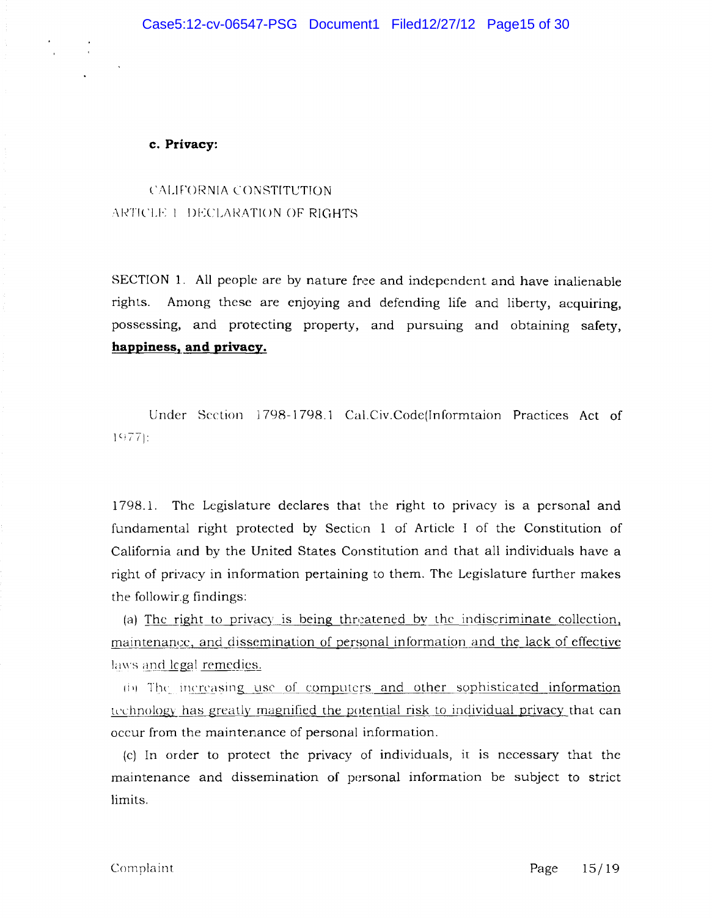**c. Privacy:**

CALIFORNIA CONSTITUTION
ARTICLE 1 DECLARATION OF RIGHTS

SECTION 1. All people are by nature free and independent and have inalienable rights. Among these are enjoying and defending life and liberty, acquiring, possessing, and protecting property, and pursuing and obtaining safety, **happiness, and privacy.**

Under Section 1798-1798.1 Cal.Civ.Code(Informtaion Practices Act of 1977):

1798.1. The Legislature declares that the right to privacy is a personal and fundamental right protected by Section 1 of Article I of the Constitution of California and by the United States Constitution and that all individuals have a right of privacy in information pertaining to them. The Legislature further makes the following findings:

(a) The right to privacy is being threatened by the indiscriminate collection, maintenance, and dissemination of personal information and the lack of effective laws and legal remedies.

(b) The increasing use of computers and other sophisticated information technology has greatly magnified the potential risk to individual privacy that can occur from the maintenance of personal information.

(c) In order to protect the privacy of individuals, it is necessary that the maintenance and dissemination of personal information be subject to strict limits.

Complaint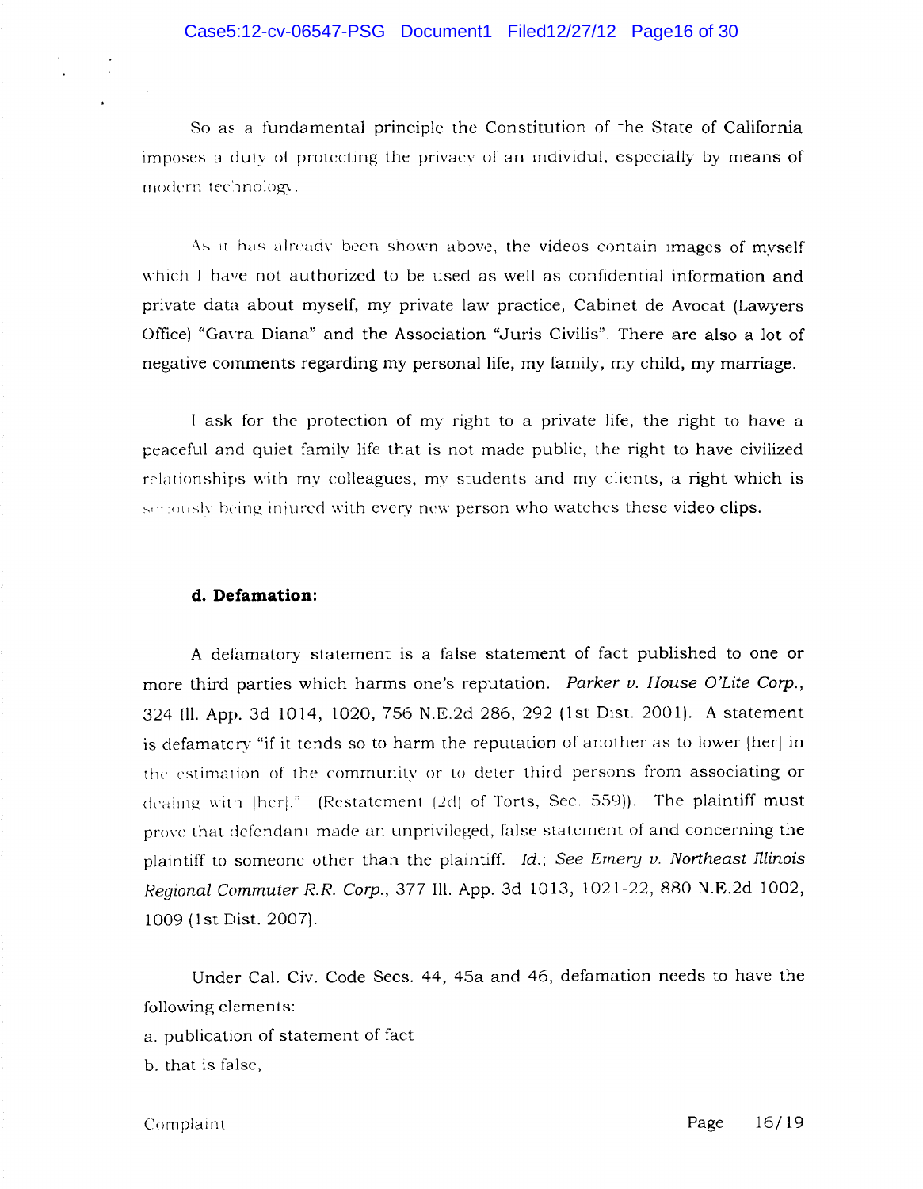So as a fundamental principle the Constitution of the State of California imposes a duty of protecting the privacy of an individul, especially by means of modern technology.

As it has already been shown above, the videos contain images of myself which I have not authorized to be used as well as confidential information and private data about myself, my private law practice, Cabinet de Avocat (Lawyers Office) "Gavra Diana" and the Association "Juris Civilis". There are also a lot of negative comments regarding my personal life, my family, my child, my marriage.

I ask for the protection of my right to a private life, the right to have a peaceful and quiet family life that is not made public, the right to have civilized relationships with my colleagues, my students and my clients, a right which is seriously being injured with every new person who watches these video clips.

**d. Defamation:**

A defamatory statement is a false statement of fact published to one or more third parties which harms one's reputation. *Parker v. House O'Lite Corp.*, 324 Ill. App. 3d 1014, 1020, 756 N.E.2d 286, 292 (1st Dist. 2001). A statement is defamatory "if it tends so to harm the reputation of another as to lower [her] in the estimation of the community or to deter third persons from associating or dealing with [her]." (Restatement (2d) of Torts, Sec. 559)). The plaintiff must prove that defendant made an unprivileged, false statement of and concerning the plaintiff to someone other than the plaintiff. *Id.*; *See Emery v. Northeast Illinois Regional Commuter R.R. Corp.*, 377 Ill. App. 3d 1013, 1021-22, 880 N.E.2d 1002, 1009 (1st Dist. 2007).

Under Cal. Civ. Code Secs. 44, 45a and 46, defamation needs to have the following elements:

a. publication of statement of fact
b. that is false,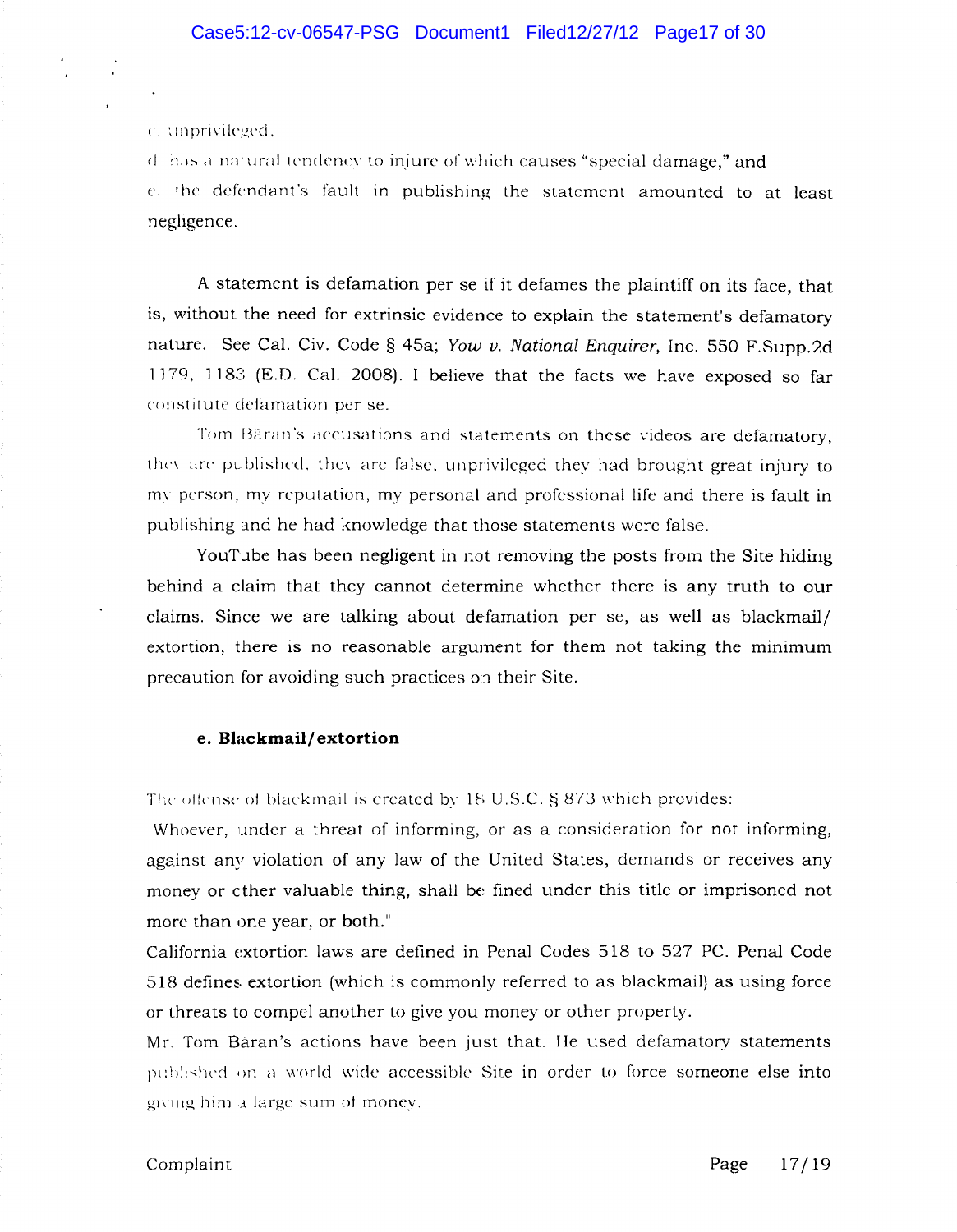c. unprivileged,

d. has a natural tendency to injure of which causes "special damage," and

e. the defendant's fault in publishing the statement amounted to at least negligence.

A statement is defamation per se if it defames the plaintiff on its face, that is, without the need for extrinsic evidence to explain the statement's defamatory nature. See Cal. Civ. Code § 45a; *Yow v. National Enquirer*, Inc. 550 F.Supp.2d 1179, 1183 (E.D. Cal. 2008). I believe that the facts we have exposed so far constitute defamation per se.

Tom Băran's accusations and statements on these videos are defamatory, they are published, they are false, unprivileged they had brought great injury to my person, my reputation, my personal and professional life and there is fault in publishing and he had knowledge that those statements were false.

YouTube has been negligent in not removing the posts from the Site hiding behind a claim that they cannot determine whether there is any truth to our claims. Since we are talking about defamation per se, as well as blackmail/ extortion, there is no reasonable argument for them not taking the minimum precaution for avoiding such practices on their Site.

**e. Blackmail/extortion**

The offense of blackmail is created by 18 U.S.C. § 873 which provides:

Whoever, under a threat of informing, or as a consideration for not informing, against any violation of any law of the United States, demands or receives any money or other valuable thing, shall be fined under this title or imprisoned not more than one year, or both."

California extortion laws are defined in Penal Codes 518 to 527 PC. Penal Code 518 defines extortion (which is commonly referred to as blackmail) as using force or threats to compel another to give you money or other property.

Mr. Tom Băran's actions have been just that. He used defamatory statements published on a world wide accessible Site in order to force someone else into giving him a large sum of money.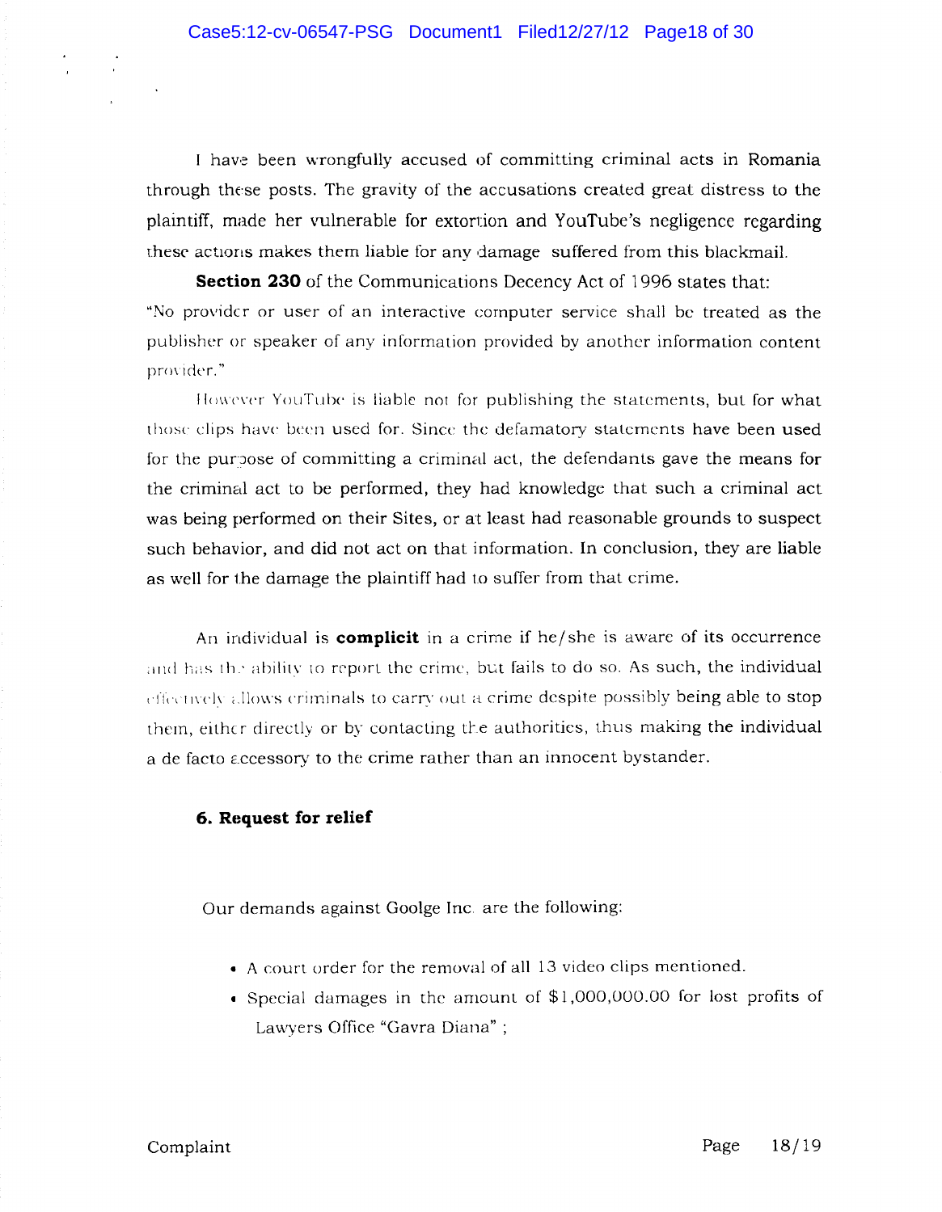I have been wrongfully accused of committing criminal acts in Romania through these posts. The gravity of the accusations created great distress to the plaintiff, made her vulnerable for extortion and YouTube's negligence regarding these actions makes them liable for any damage suffered from this blackmail.

**Section 230** of the Communications Decency Act of 1996 states that: "No provider or user of an interactive computer service shall be treated as the publisher or speaker of any information provided by another information content provider."

However YouTube is liable not for publishing the statements, but for what those clips have been used for. Since the defamatory statements have been used for the purpose of committing a criminal act, the defendants gave the means for the criminal act to be performed, they had knowledge that such a criminal act was being performed on their Sites, or at least had reasonable grounds to suspect such behavior, and did not act on that information. In conclusion, they are liable as well for the damage the plaintiff had to suffer from that crime.

An individual is **complicit** in a crime if he/she is aware of its occurrence and has the ability to report the crime, but fails to do so. As such, the individual effectively allows criminals to carry out a crime despite possibly being able to stop them, either directly or by contacting the authorities, thus making the individual a de facto accessory to the crime rather than an innocent bystander.

**6. Request for relief**

Our demands against Goolge Inc. are the following:

- A court order for the removal of all 13 video clips mentioned.
- Special damages in the amount of $1,000,000.00 for lost profits of Lawyers Office "Gavra Diana" ;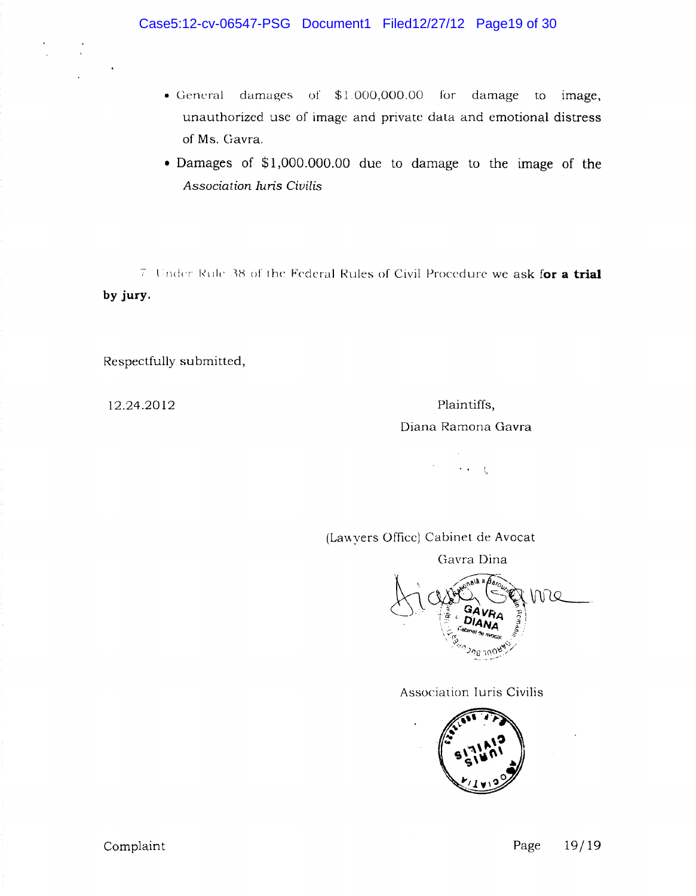- General damages of $1.000,000.00 for damage to image, unauthorized use of image and private data and emotional distress of Ms. Gavra.
- Damages of $1,000.000.00 due to damage to the image of the *Association Iuris Civilis*

7. Under Rule 38 of the Federal Rules of Civil Procedure we ask **for a trial by jury.**

Respectfully submitted,

12.24.2012

Plaintiffs,

Diana Ramona Gavra

(Lawyers Office) Cabinet de Avocat

Gavra Dina

Association Iuris Civilis

Complaint

Page 19/19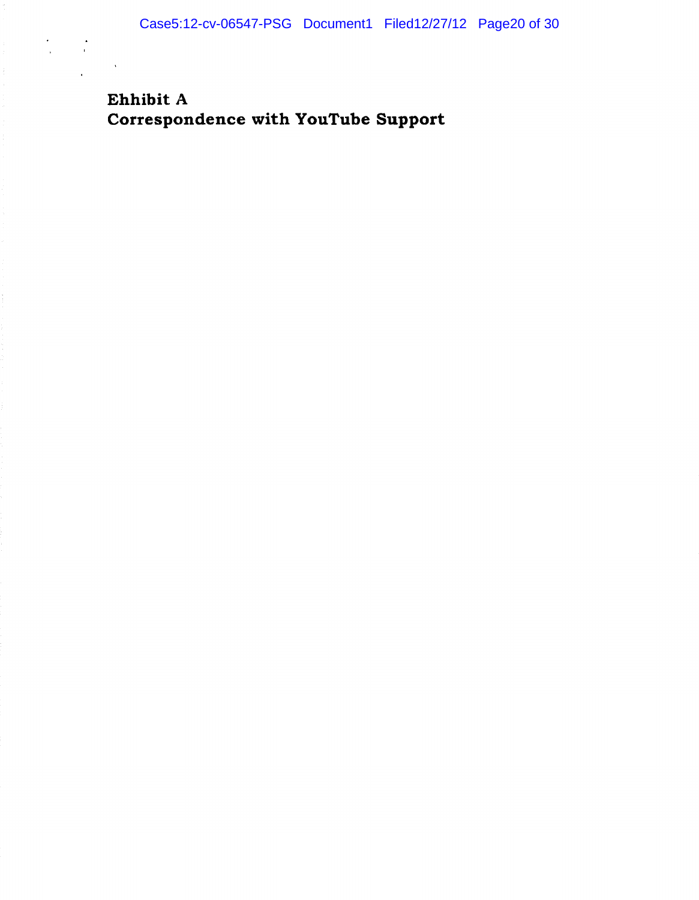**Ehhibit A**
**Correspondence with YouTube Support**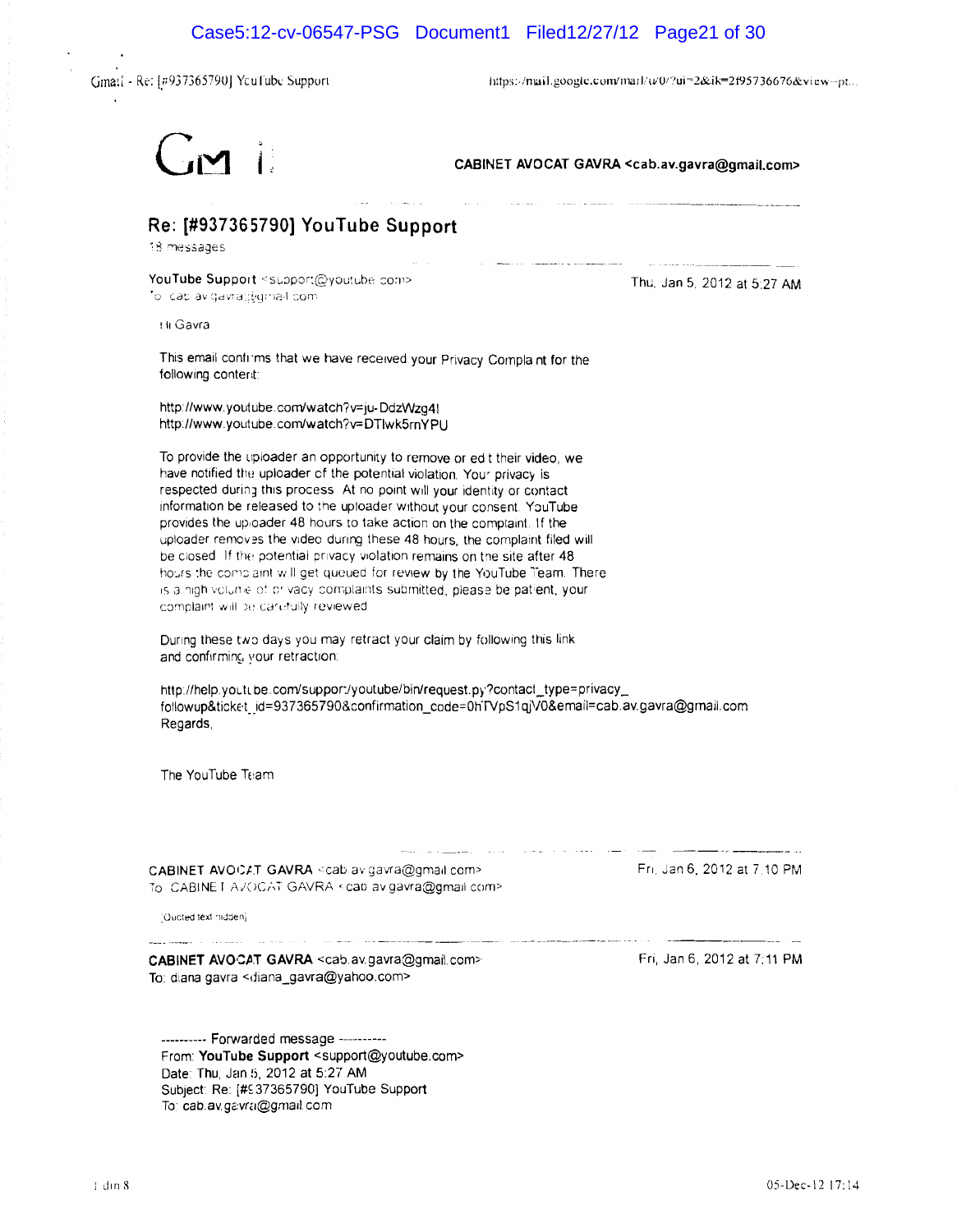Gmail - Re: [#937365790] YouTube Support

Gmail

**CABINET AVOCAT GAVRA <cab.av.gavra@gmail.com>**

## Re: [#937365790] YouTube Support

18 messages

**YouTube Support** <support@youtube.com>
To: cab.av.gavra@gmail.com

Thu, Jan 5, 2012 at 5:27 AM

Hi Gavra

This email confirms that we have received your Privacy Complaint for the following content:

http://www.youtube.com/watch?v=ju-DdzWzg4I
http://www.youtube.com/watch?v=DTIwk5rnYPU

To provide the uploader an opportunity to remove or edit their video, we have notified the uploader of the potential violation. Your privacy is respected during this process. At no point will your identity or contact information be released to the uploader without your consent. YouTube provides the uploader 48 hours to take action on the complaint. If the uploader removes the video during these 48 hours, the complaint filed will be closed. If the potential privacy violation remains on the site after 48 hours the complaint will get queued for review by the YouTube Team. There is a high volume of privacy complaints submitted, please be patient, your complaint will be carefully reviewed.

During these two days you may retract your claim by following this link and confirming your retraction:

http://help.youtube.com/support/youtube/bin/request.py?contact_type=privacy_followup&ticket_id=937365790&confirmation_code=0hTVpS1qjV0&email=cab.av.gavra@gmail.com
Regards,

The YouTube Team

---

**CABINET AVOCAT GAVRA** <cab.av.gavra@gmail.com>
To: CABINET AVOCAT GAVRA <cab.av.gavra@gmail.com>

Fri, Jan 6, 2012 at 7:10 PM

[Quoted text hidden]

---

**CABINET AVOCAT GAVRA** <cab.av.gavra@gmail.com>
To: diana gavra <diana_gavra@yahoo.com>

Fri, Jan 6, 2012 at 7:11 PM

---------- Forwarded message ----------
From: **YouTube Support** <support@youtube.com>
Date: Thu, Jan 5, 2012 at 5:27 AM
Subject: Re: [#937365790] YouTube Support
To: cab.av.gavra@gmail.com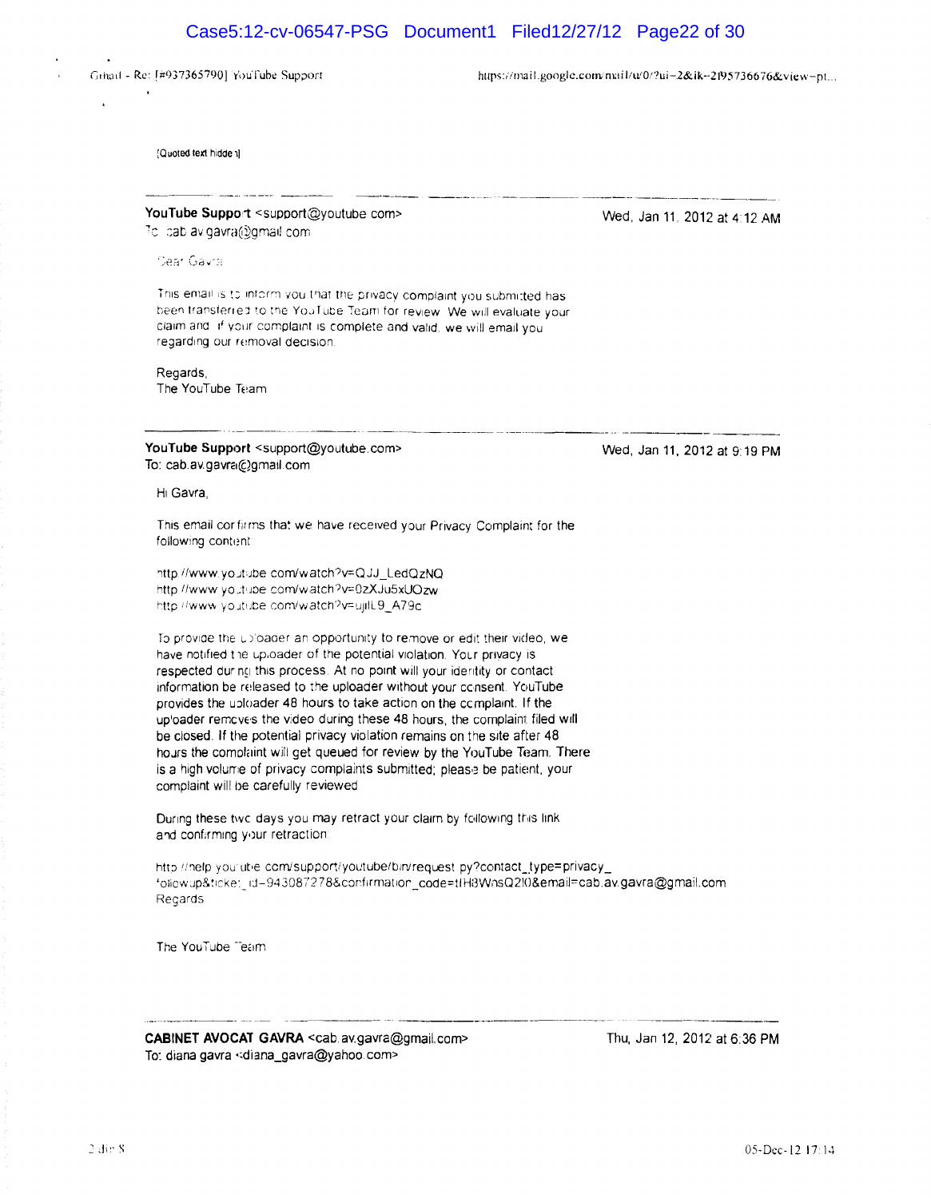[Quoted text hidden]

---

**YouTube Support** <support@youtube.com>　　　　　　　　　　Wed, Jan 11, 2012 at 4:12 AM
To: cab.av.gavra@gmail.com

Dear Gavra,

This email is to inform you that the privacy complaint you submitted has been transferred to the YouTube Team for review. We will evaluate your claim and if your complaint is complete and valid, we will email you regarding our removal decision.

Regards,
The YouTube Team

---

**YouTube Support** <support@youtube.com>　　　　　　　　　　Wed, Jan 11, 2012 at 9:19 PM
To: cab.av.gavra@gmail.com

Hi Gavra,

This email confirms that we have received your Privacy Complaint for the following content:

http://www.youtube.com/watch?v=QJJ_LedQzNQ
http://www.youtube.com/watch?v=0zXJu5xUOzw
http://www.youtube.com/watch?v=ujlL9_A79c

To provide the uploader an opportunity to remove or edit their video, we have notified the uploader of the potential violation. Your privacy is respected during this process. At no point will your identity or contact information be released to the uploader without your consent. YouTube provides the uploader 48 hours to take action on the complaint. If the uploader removes the video during these 48 hours, the complaint filed will be closed. If the potential privacy violation remains on the site after 48 hours the complaint will get queued for review by the YouTube Team. There is a high volume of privacy complaints submitted; please be patient, your complaint will be carefully reviewed.

During these two days you may retract your claim by following this link and confirming your retraction:

http://help.youtube.com/support/youtube/bin/request.py?contact_type=privacy_followup&ticket_id=943087278&confirmation_code=tIH3WnsQ2l0&email=cab.av.gavra@gmail.com
Regards

The YouTube Team

---

**CABINET AVOCAT GAVRA** <cab.av.gavra@gmail.com>　　　　　　　　　　Thu, Jan 12, 2012 at 6:36 PM
To: diana gavra <diana_gavra@yahoo.com>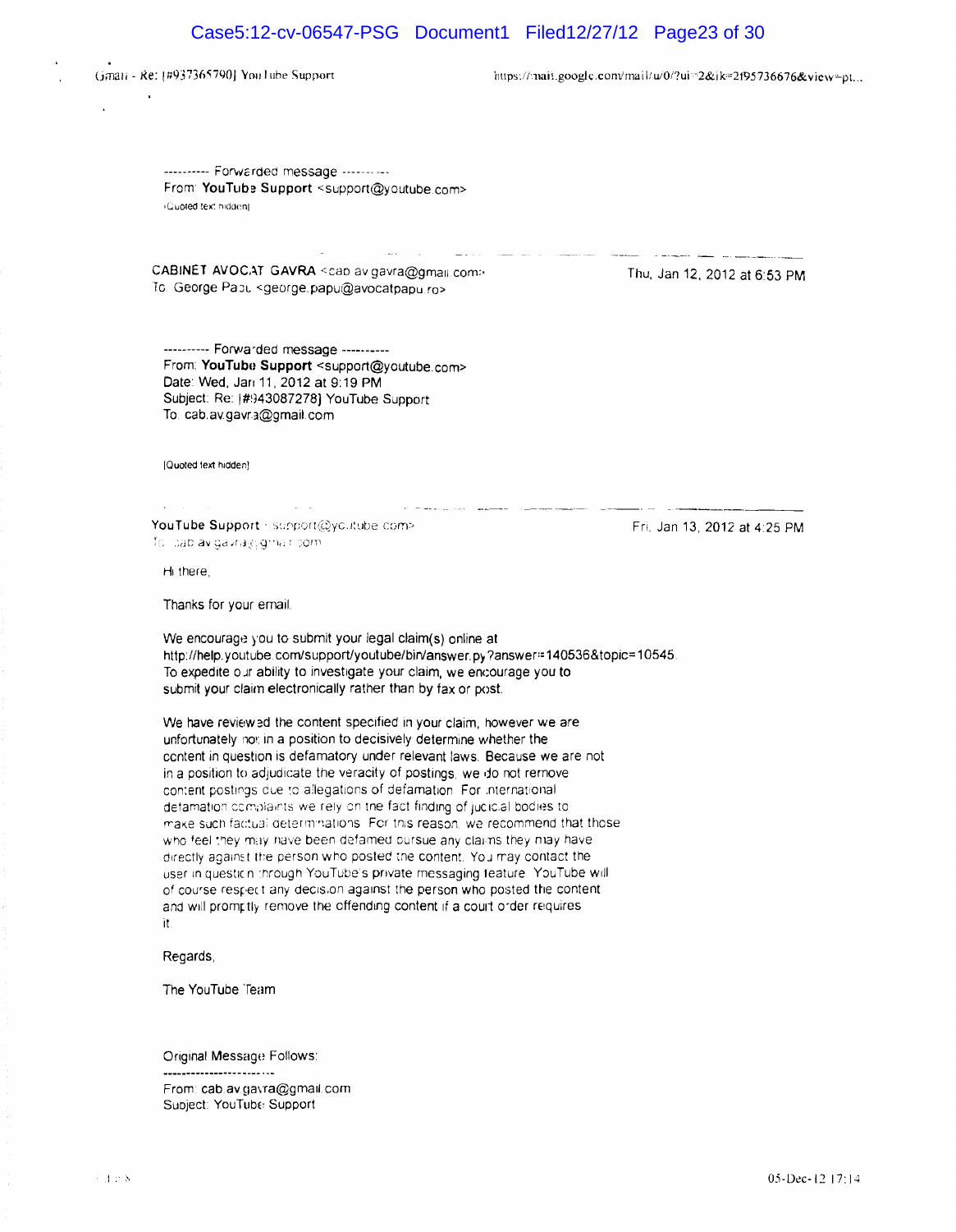---------- Forwarded message ----------
From: **YouTube Support** <support@youtube.com>
[Quoted text hidden]

**CABINET AVOCAT GAVRA** <cab.av.gavra@gmail.com>
To: George Papu <george.papu@avocatpapu.ro>

Thu, Jan 12, 2012 at 6:53 PM

---------- Forwarded message ----------
From: **YouTube Support** <support@youtube.com>
Date: Wed, Jan 11, 2012 at 9:19 PM
Subject: Re: [#943087278] YouTube Support
To: cab.av.gavra@gmail.com

[Quoted text hidden]

**YouTube Support** <support@youtube.com>
To: cab.av.gavra@gmail.com

Fri, Jan 13, 2012 at 4:25 PM

Hi there,

Thanks for your email.

We encourage you to submit your legal claim(s) online at http://help.youtube.com/support/youtube/bin/answer.py?answer=140536&topic=10545. To expedite our ability to investigate your claim, we encourage you to submit your claim electronically rather than by fax or post.

We have reviewed the content specified in your claim, however we are unfortunately not in a position to decisively determine whether the content in question is defamatory under relevant laws. Because we are not in a position to adjudicate the veracity of postings, we do not remove content postings due to allegations of defamation. For international defamation complaints we rely on the fact finding of judicial bodies to make such factual determinations. For this reason, we recommend that those who feel they may have been defamed pursue any claims they may have directly against the person who posted the content. You may contact the user in question through YouTube's private messaging feature. YouTube will of course respect any decision against the person who posted the content and will promptly remove the offending content if a court order requires it.

Regards,

The YouTube Team

Original Message Follows:
------------------------
From: cab.av.gavra@gmail.com
Subject: YouTube Support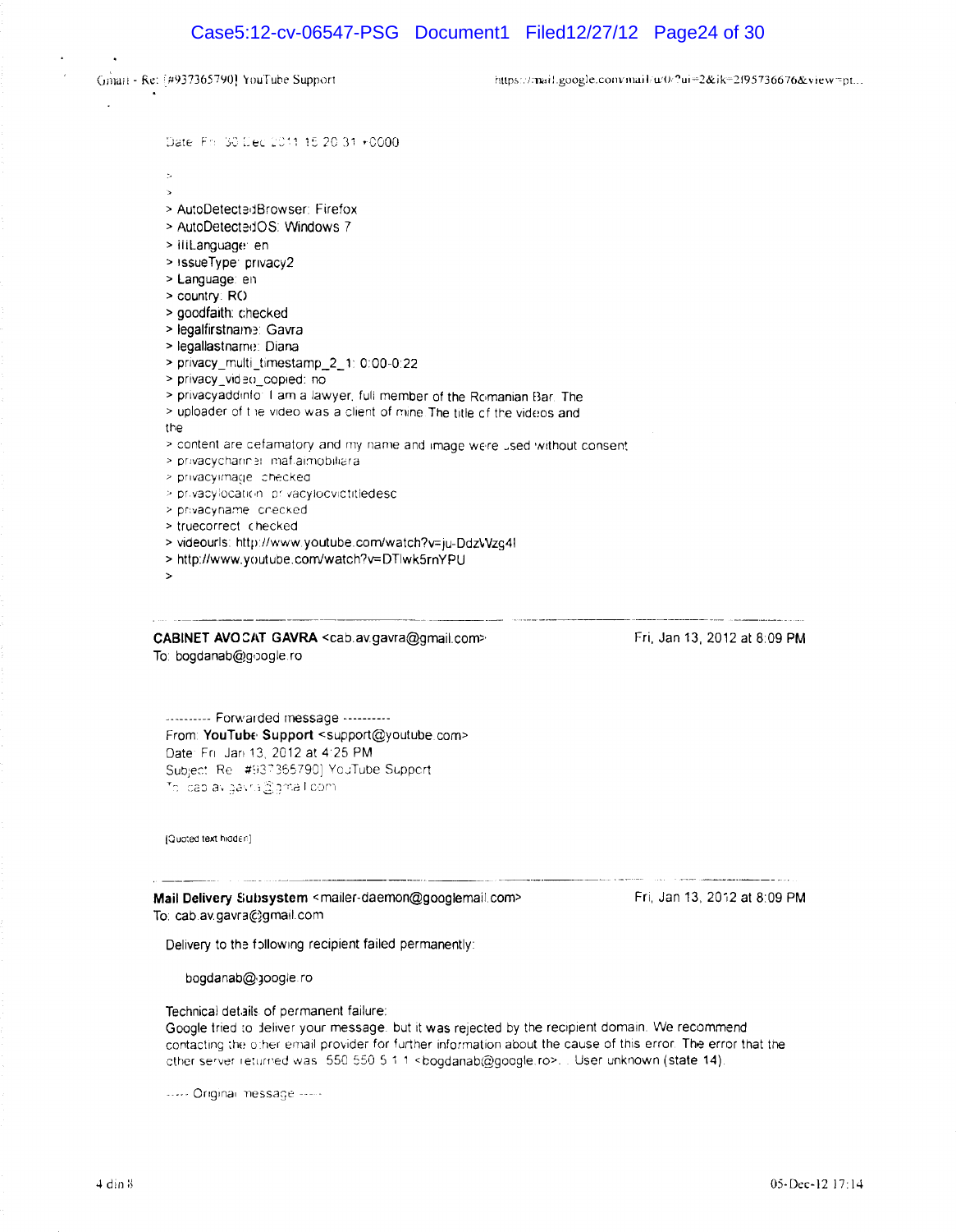Date: Fri, 30 Dec 2011 15:20:31 +0000

>
>
> AutoDetectedBrowser: Firefox
> AutoDetectedOS: Windows 7
> iiiLanguage: en
> issueType: privacy2
> Language: en
> country: RO
> goodfaith: checked
> legalfirstname: Gavra
> legallastname: Diana
> privacy_multi_timestamp_2_1: 0:00-0:22
> privacy_video_copied: no
> privacyaddinfo: I am a lawyer, full member of the Romanian Bar. The
> uploader of the video was a client of mine The title of the videos and
the
> content are defamatory and my name and image were used without consent
> privacychannel: maf.aimobiliara
> privacyimage: checked
> privacylocation: privacylocvictitledesc
> privacyname: checked
> truecorrect: checked
> videourls: http://www.youtube.com/watch?v=ju-DdzWzg4I
> http://www.youtube.com/watch?v=DTIwk5rnYPU
>

---

**CABINET AVOCAT GAVRA** <cab.av.gavra@gmail.com>
To: bogdanab@google.ro

Fri, Jan 13, 2012 at 8:09 PM

---------- Forwarded message ----------
From: **YouTube Support** <support@youtube.com>
Date: Fri, Jan 13, 2012 at 4:25 PM
Subject: Re: [#937365790] YouTube Support
To: cab.av.gavra@gmail.com

[Quoted text hidden]

---

**Mail Delivery Subsystem** <mailer-daemon@googlemail.com>
To: cab.av.gavra@gmail.com

Fri, Jan 13, 2012 at 8:09 PM

Delivery to the following recipient failed permanently:

bogdanab@google.ro

Technical details of permanent failure:
Google tried to deliver your message, but it was rejected by the recipient domain. We recommend contacting the other email provider for further information about the cause of this error. The error that the other server returned was: 550 550 5.1.1 <bogdanab@google.ro>... User unknown (state 14).

----- Original message -----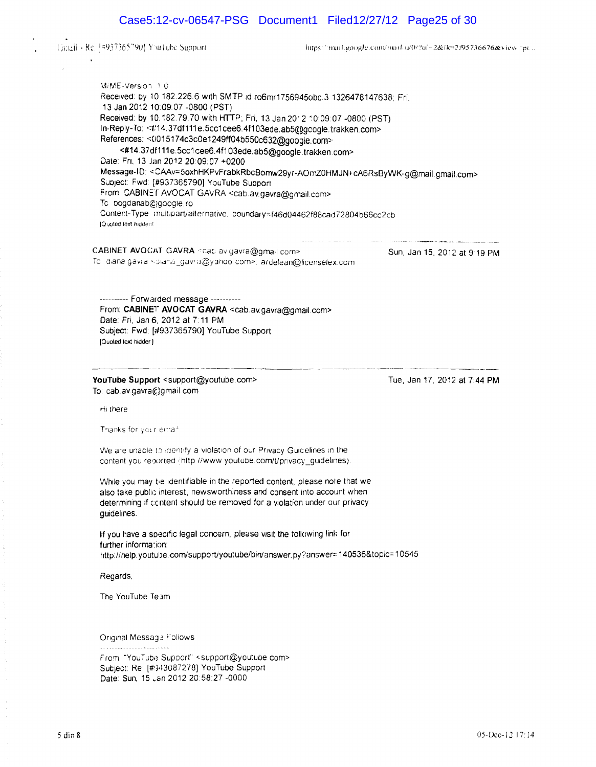MIME-Version: 1.0
Received: by 10.182.226.6 with SMTP id ro6mr1756945obc.3.1326478147638; Fri, 13 Jan 2012 10:09:07 -0800 (PST)
Received: by 10.182.79.70 with HTTP; Fri, 13 Jan 2012 10:09:07 -0800 (PST)
In-Reply-To: <#14.37df111e.5cc1cee6.4f103ede.ab5@google.trakken.com>
References: <0015174c3c0e1249ff04b550c632@google.com>
<#14.37df111e.5cc1cee6.4f103ede.ab5@google.trakken.com>
Date: Fri, 13 Jan 2012 20:09:07 +0200
Message-ID: <CAAv=5oxhHKPvFrabkRbcBomw29yr-AOmZ0HMJN+cA6RsByWK-g@mail.gmail.com>
Subject: Fwd: [#937365790] YouTube Support
From: CABINET AVOCAT GAVRA <cab.av.gavra@gmail.com>
To: bogdanab@google.ro
Content-Type: multipart/alternative; boundary=f46d04462f88cad72804b66cc2cb
[Quoted text hidden]

---

**CABINET AVOCAT GAVRA** <cab.av.gavra@gmail.com> — Sun, Jan 15, 2012 at 9:19 PM
To: diana gavra <diana_gavra@yahoo.com>, ardelean@licenselex.com

---------- Forwarded message ----------
From: **CABINET AVOCAT GAVRA** <cab.av.gavra@gmail.com>
Date: Fri, Jan 6, 2012 at 7:11 PM
Subject: Fwd: [#937365790] YouTube Support
[Quoted text hidden]

---

**YouTube Support** <support@youtube.com> — Tue, Jan 17, 2012 at 7:44 PM
To: cab.av.gavra@gmail.com

Hi there

Thanks for your email.

We are unable to identify a violation of our Privacy Guidelines in the content you reported (http://www.youtube.com/t/privacy_guidelines).

While you may be identifiable in the reported content, please note that we also take public interest, newsworthiness and consent into account when determining if content should be removed for a violation under our privacy guidelines.

If you have a specific legal concern, please visit the following link for further information:
http://help.youtube.com/support/youtube/bin/answer.py?answer=140536&topic=10545

Regards,

The YouTube Team

Original Message Follows
------------------------
From: "YouTube Support" <support@youtube.com>
Subject: Re: [#943087278] YouTube Support
Date: Sun, 15 Jan 2012 20:58:27 -0000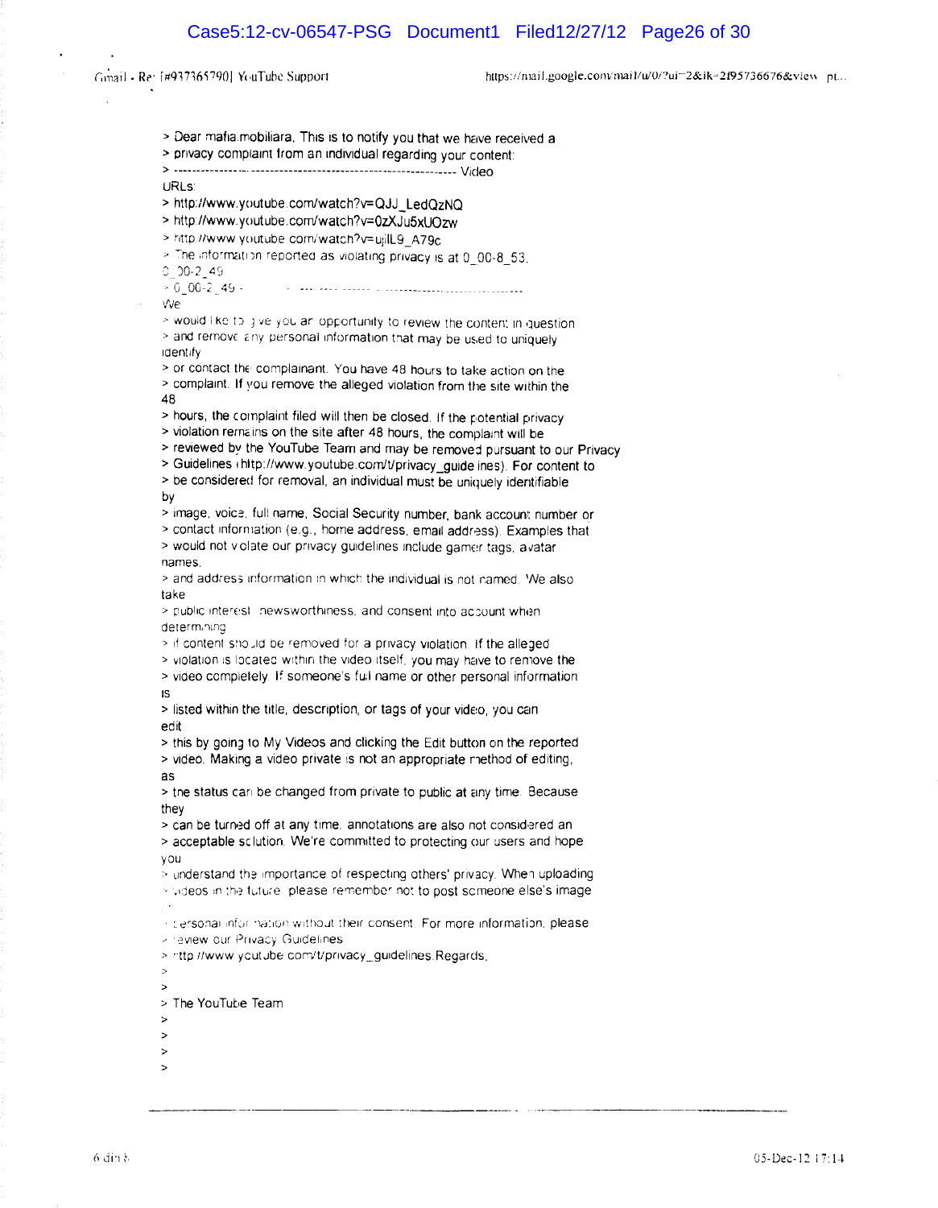> Dear mafia.mobiliara, This is to notify you that we have received a
> privacy complaint from an individual regarding your content:
> ---------------------------------------------------------------- Video
URLs:
> http://www.youtube.com/watch?v=QJJ_LedQzNQ
> http://www.youtube.com/watch?v=0zXJu5xUOzw
> http://www.youtube.com/watch?v=ujlL9_A79c
> The information reported as violating privacy is at 0_00-8_53,
0_00-2_49
> 0_00-2_49 - ----------------------------------------
We
> would like to give you an opportunity to review the content in question
> and remove any personal information that may be used to uniquely
identify
> or contact the complainant. You have 48 hours to take action on the
> complaint. If you remove the alleged violation from the site within the
48
> hours, the complaint filed will then be closed. If the potential privacy
> violation remains on the site after 48 hours, the complaint will be
> reviewed by the YouTube Team and may be removed pursuant to our Privacy
> Guidelines (http://www.youtube.com/t/privacy_guidelines). For content to
> be considered for removal, an individual must be uniquely identifiable
by
> image, voice, full name, Social Security number, bank account number or
> contact information (e.g., home address, email address). Examples that
> would not violate our privacy guidelines include gamer tags, avatar
names,
> and address information in which the individual is not named. We also
take
> public interest, newsworthiness, and consent into account when
determining
> if content should be removed for a privacy violation. If the alleged
> violation is located within the video itself, you may have to remove the
> video completely. If someone's full name or other personal information
is
> listed within the title, description, or tags of your video, you can
edit
> this by going to My Videos and clicking the Edit button on the reported
> video. Making a video private is not an appropriate method of editing,
as
> the status can be changed from private to public at any time. Because
they
> can be turned off at any time, annotations are also not considered an
> acceptable solution. We're committed to protecting our users and hope
you
> understand the importance of respecting others' privacy. When uploading
> videos in the future, please remember not to post someone else's image
>
> personal information without their consent. For more information, please
> review our Privacy Guidelines
> http://www.youtube.com/t/privacy_guidelines.Regards,
>
>
> The YouTube Team
>
>
>
>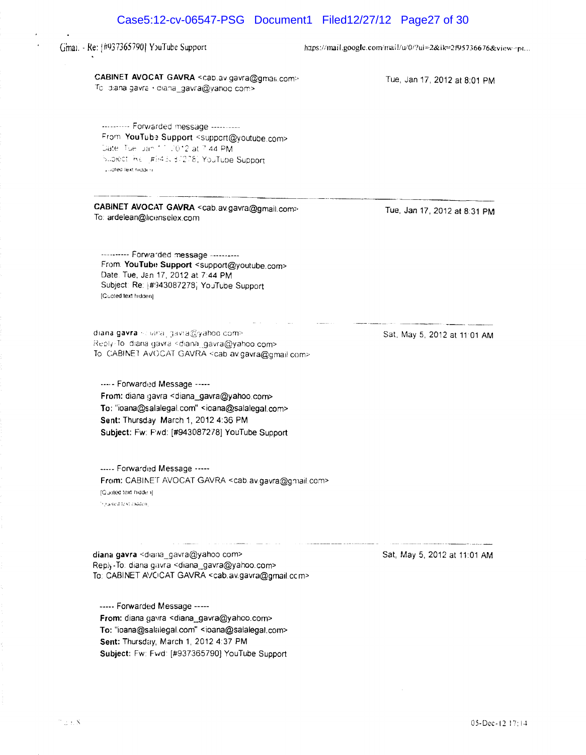Gmail - Re: [#937365790] YouTube Support    https://mail.google.com/mail/u/0/?ui=2&ik=2f957366 76&view=pt...

**CABINET AVOCAT GAVRA** <cab.av.gavra@gmail.com>    Tue, Jan 17, 2012 at 8:01 PM
To: diana gavra <diana_gavra@yahoo.com>

---------- Forwarded message ----------
From: **YouTube Support** <support@youtube.com>
Date: Tue, Jan 17, 2012 at 7:44 PM
Subject: Re: [#943087278] YouTube Support
[Quoted text hidden]

---

**CABINET AVOCAT GAVRA** <cab.av.gavra@gmail.com>    Tue, Jan 17, 2012 at 8:31 PM
To: ardelean@licenselex.com

---------- Forwarded message ----------
From: **YouTube Support** <support@youtube.com>
Date: Tue, Jan 17, 2012 at 7:44 PM
Subject: Re: [#943087278] YouTube Support
[Quoted text hidden]

---

**diana gavra** <diana_gavra@yahoo.com>    Sat, May 5, 2012 at 11:01 AM
Reply-To: diana gavra <diana_gavra@yahoo.com>
To: CABINET AVOCAT GAVRA <cab.av.gavra@gmail.com>

----- Forwarded Message -----
**From:** diana gavra <diana_gavra@yahoo.com>
**To:** "ioana@salalegal.com" <ioana@salalegal.com>
**Sent:** Thursday, March 1, 2012 4:36 PM
**Subject:** Fw: Fwd: [#943087278] YouTube Support

----- Forwarded Message -----
**From:** CABINET AVOCAT GAVRA <cab.av.gavra@gmail.com>
[Quoted text hidden]
[Quoted text hidden]

---

**diana gavra** <diana_gavra@yahoo.com>    Sat, May 5, 2012 at 11:01 AM
Reply-To: diana gavra <diana_gavra@yahoo.com>
To: CABINET AVOCAT GAVRA <cab.av.gavra@gmail.com>

----- Forwarded Message -----
**From:** diana gavra <diana_gavra@yahoo.com>
**To:** "ioana@salalegal.com" <ioana@salalegal.com>
**Sent:** Thursday, March 1, 2012 4:37 PM
**Subject:** Fw: Fwd: [#937365790] YouTube Support

05-Dec-12 17:14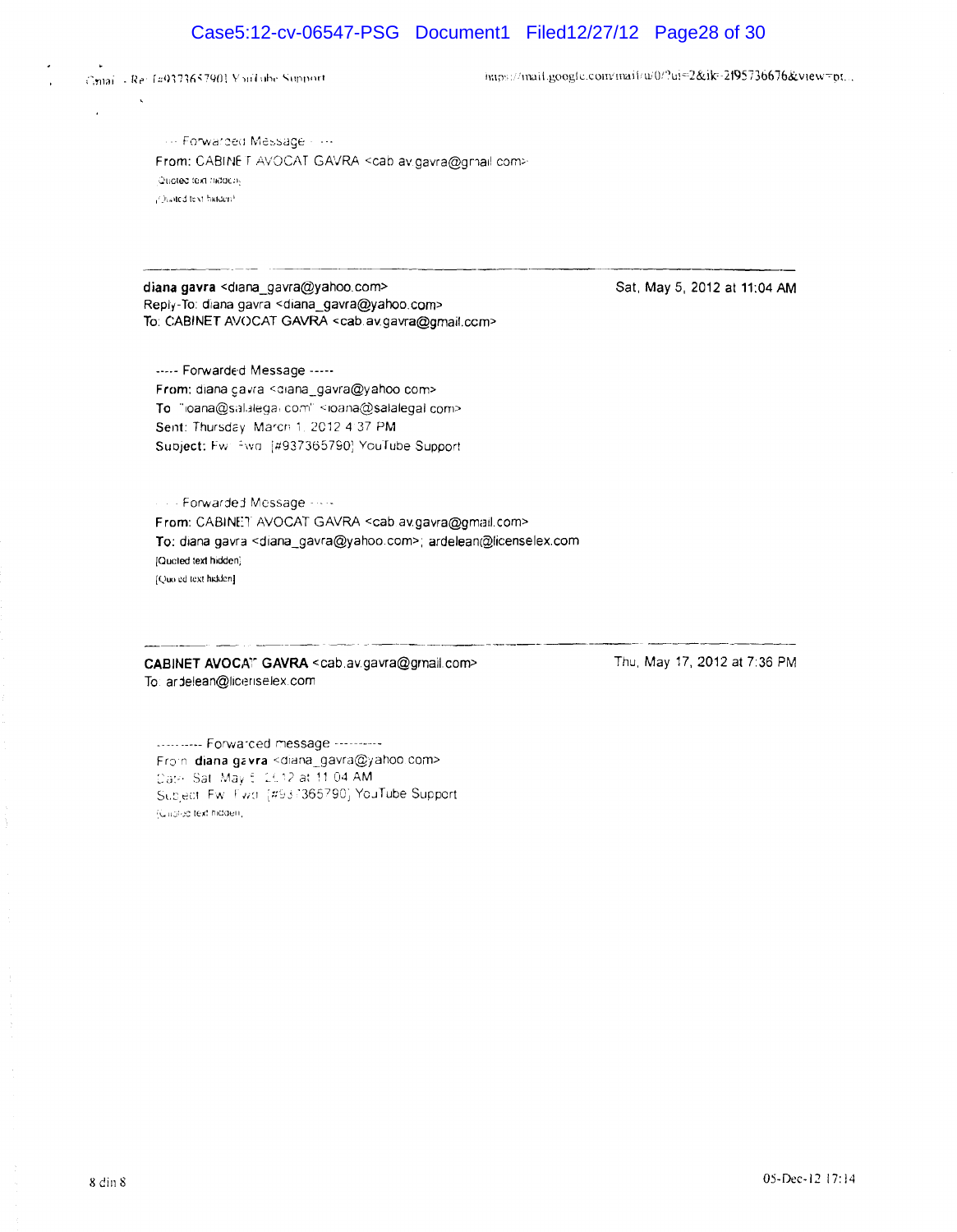----- Forwarded Message -----
From: CABINET AVOCAT GAVRA <cab.av.gavra@gmail.com>
[Quoted text hidden]
[Quoted text hidden]

---

**diana gavra** <diana_gavra@yahoo.com>
Reply-To: diana gavra <diana_gavra@yahoo.com>
To: CABINET AVOCAT GAVRA <cab.av.gavra@gmail.com>

Sat, May 5, 2012 at 11:04 AM

----- Forwarded Message -----
From: diana gavra <diana_gavra@yahoo.com>
To: "ioana@salalegal.com" <ioana@salalegal.com>
Sent: Thursday, March 1, 2012 4:37 PM
Subject: Fw: Fwd: [#937365790] YouTube Support

----- Forwarded Message -----
From: CABINET AVOCAT GAVRA <cab.av.gavra@gmail.com>
To: diana gavra <diana_gavra@yahoo.com>; ardelean@licenselex.com
[Quoted text hidden]
[Quoted text hidden]

---

**CABINET AVOCAT GAVRA** <cab.av.gavra@gmail.com>
To: ardelean@licenselex.com

Thu, May 17, 2012 at 7:36 PM

---------- Forwarded message ----------
From: **diana gavra** <diana_gavra@yahoo.com>
Date: Sat, May 5, 2012 at 11:04 AM
Subject: Fw: Fwd: [#937365790] YouTube Support
[Quoted text hidden]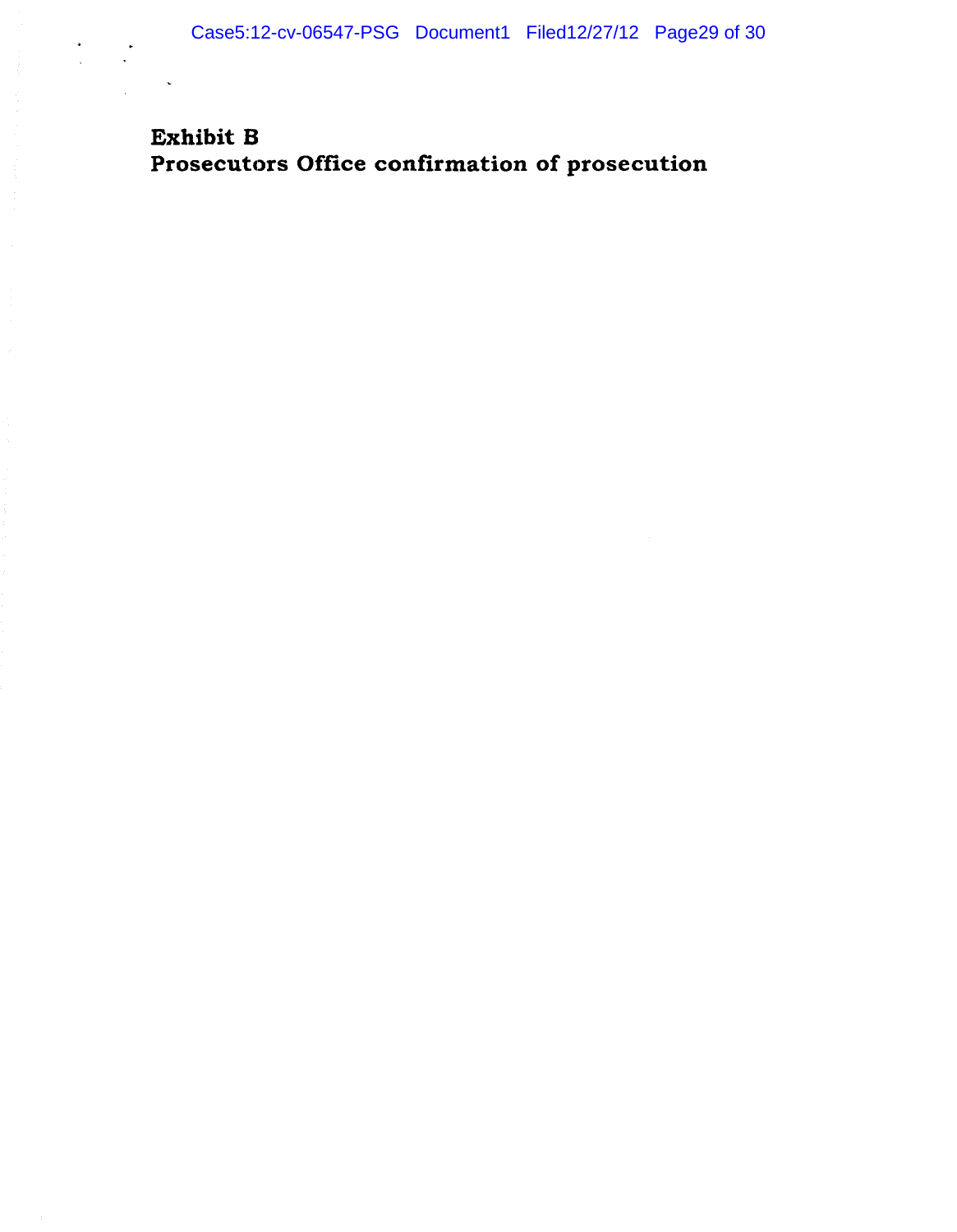**Exhibit B**
**Prosecutors Office confirmation of prosecution**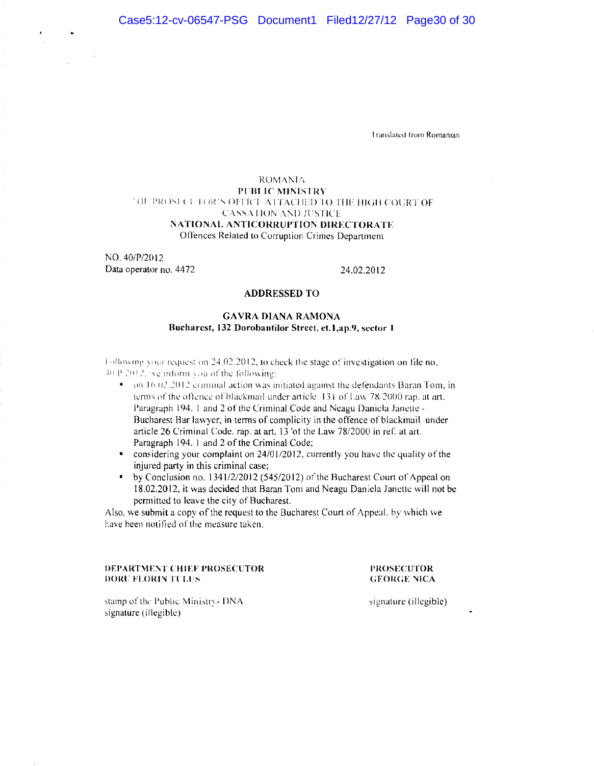Translated from Romanian

ROMANIA
**PUBLIC MINISTRY**
THE PROSECUTOR'S OFFICE ATTACHED TO THE HIGH COURT OF CASSATION AND JUSTICE
**NATIONAL ANTICORRUPTION DIRECTORATE**
Offences Related to Corruption Crimes Department

NO. 40/P/2012
Data operator no. 4472 24.02.2012

**ADDRESSED TO**

**GAVRA DIANA RAMONA**
**Bucharest, 132 Dorobantilor Street, et.1,ap.9, sector 1**

Following your request on 24.02.2012, to check the stage of investigation on file no. 40/P/2012, we inform you of the following:

- on 16.02.2012 criminal action was initiated against the defendants Baran Tom, in terms of the offence of blackmail under article. 131 of Law 78/2000 rap. at art. Paragraph 194. 1 and 2 of the Criminal Code and Neagu Daniela Janette - Bucharest Bar lawyer, in terms of complicity in the offence of blackmail under article 26 Criminal Code. rap. at art. 13 'of the Law 78/2000 in ref. at art. Paragraph 194. 1 and 2 of the Criminal Code;
- considering your complaint on 24/01/2012, currently you have the quality of the injured party in this criminal case;
- by Conclusion no. 1341/2/2012 (545/2012) of the Bucharest Court of Appeal on 18.02.2012, it was decided that Baran Tom and Neagu Daniela Janette will not be permitted to leave the city of Bucharest.

Also, we submit a copy of the request to the Bucharest Court of Appeal, by which we have been notified of the measure taken.

**DEPARTMENT CHIEF PROSECUTOR**
**DORU FLORIN TULUS**

stamp of the Public Ministry - DNA
signature (illegible)

**PROSECUTOR**
**GEORGE NICA**

signature (illegible)